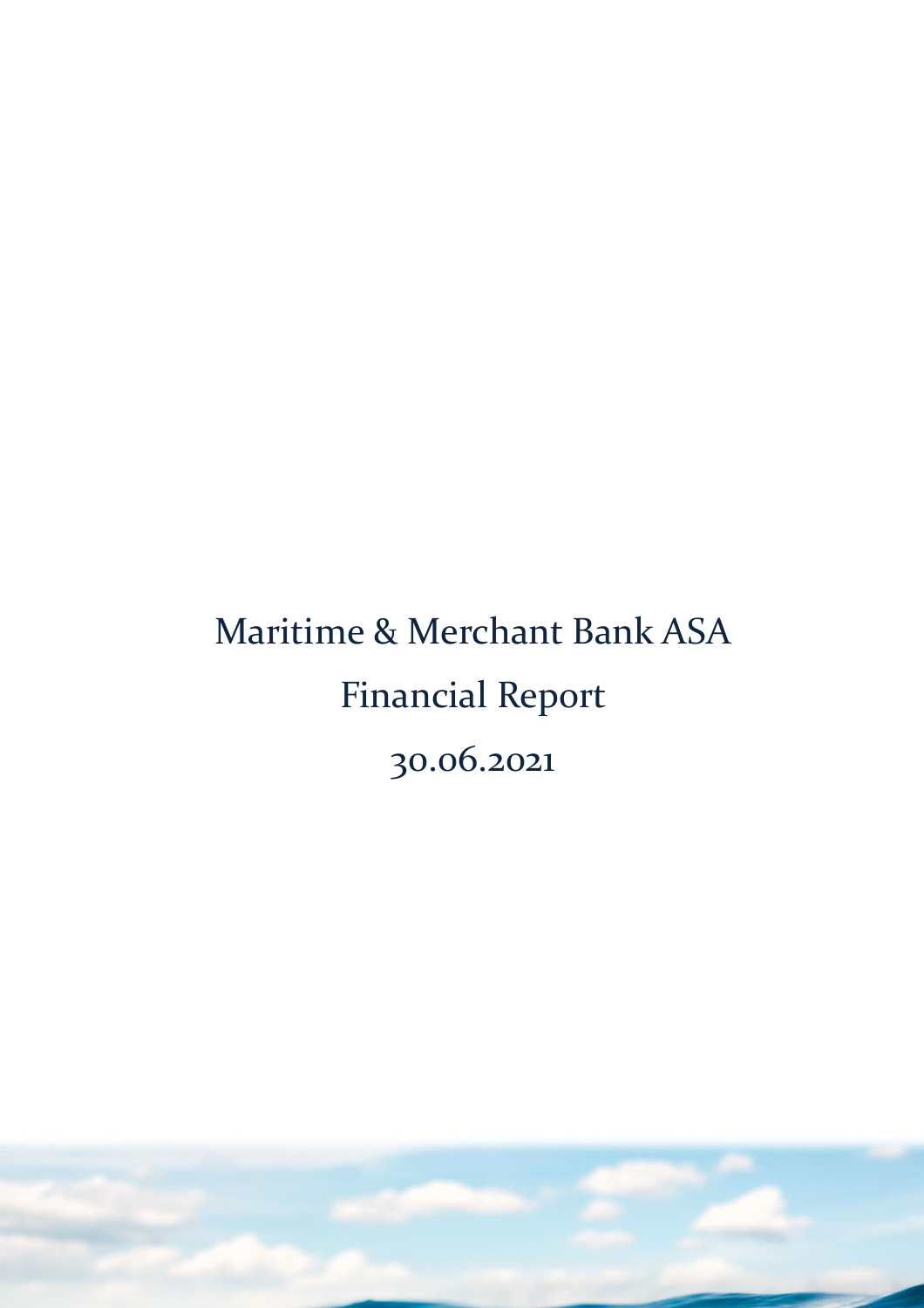# Maritime & Merchant Bank ASA

# Financial Report

# 30.06.2021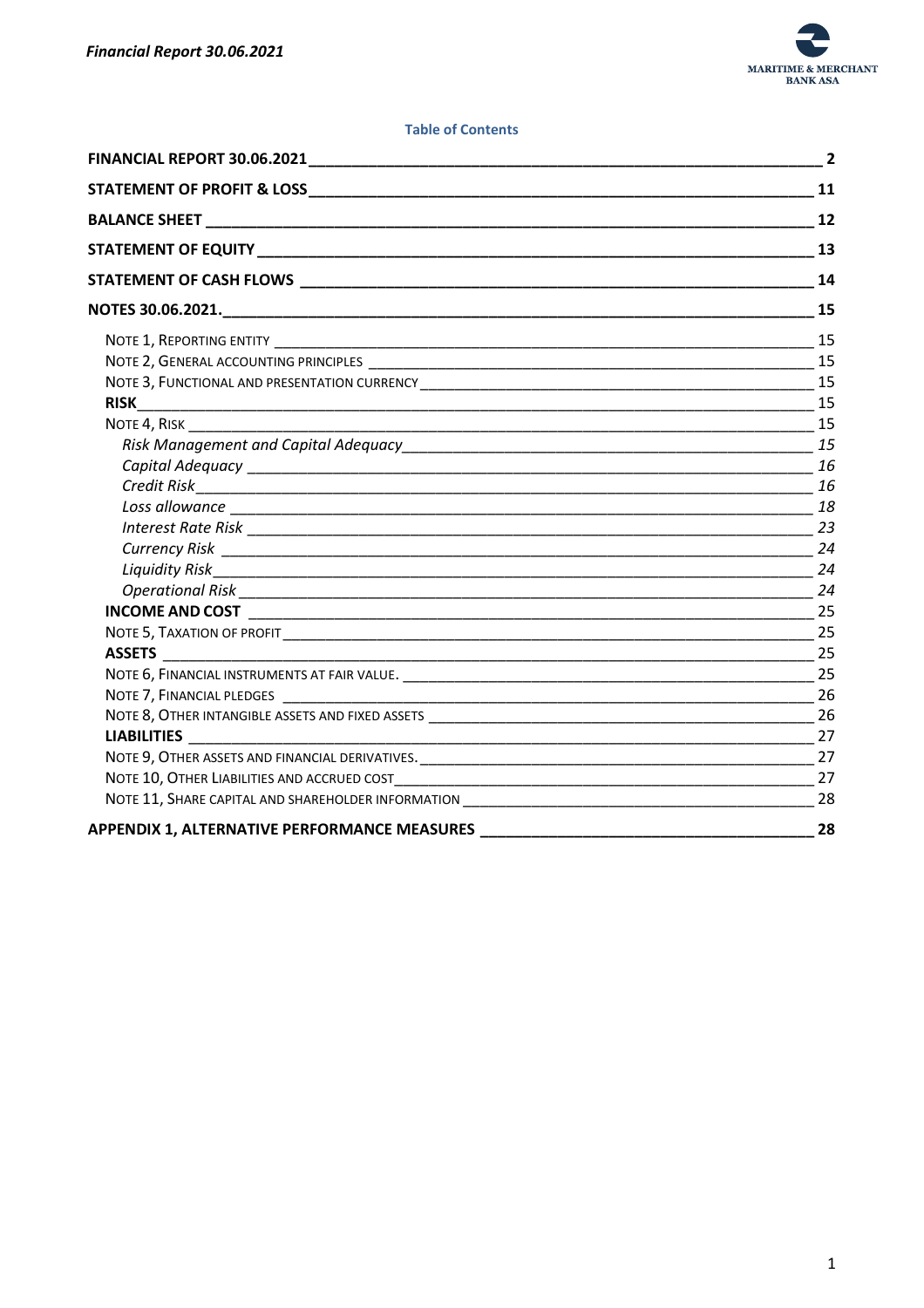**Table of Contents**

| | |
|---|---|
| **FINANCIAL REPORT 30.06.2021** | **2** |
| **STATEMENT OF PROFIT & LOSS** | **11** |
| **BALANCE SHEET** | **12** |
| **STATEMENT OF EQUITY** | **13** |
| **STATEMENT OF CASH FLOWS** | **14** |
| **NOTES 30.06.2021.** | **15** |
| NOTE 1, REPORTING ENTITY | 15 |
| NOTE 2, GENERAL ACCOUNTING PRINCIPLES | 15 |
| NOTE 3, FUNCTIONAL AND PRESENTATION CURRENCY | 15 |
| **RISK** | 15 |
| NOTE 4, RISK | 15 |
| *Risk Management and Capital Adequacy* | *15* |
| *Capital Adequacy* | *16* |
| *Credit Risk* | *16* |
| *Loss allowance* | *18* |
| *Interest Rate Risk* | *23* |
| *Currency Risk* | *24* |
| *Liquidity Risk* | *24* |
| *Operational Risk* | *24* |
| **INCOME AND COST** | 25 |
| NOTE 5, TAXATION OF PROFIT | 25 |
| **ASSETS** | 25 |
| NOTE 6, FINANCIAL INSTRUMENTS AT FAIR VALUE. | 25 |
| NOTE 7, FINANCIAL PLEDGES | 26 |
| NOTE 8, OTHER INTANGIBLE ASSETS AND FIXED ASSETS | 26 |
| **LIABILITIES** | 27 |
| NOTE 9, OTHER ASSETS AND FINANCIAL DERIVATIVES. | 27 |
| NOTE 10, OTHER LIABILITIES AND ACCRUED COST | 27 |
| NOTE 11, SHARE CAPITAL AND SHAREHOLDER INFORMATION | 28 |
| **APPENDIX 1, ALTERNATIVE PERFORMANCE MEASURES** | **28** |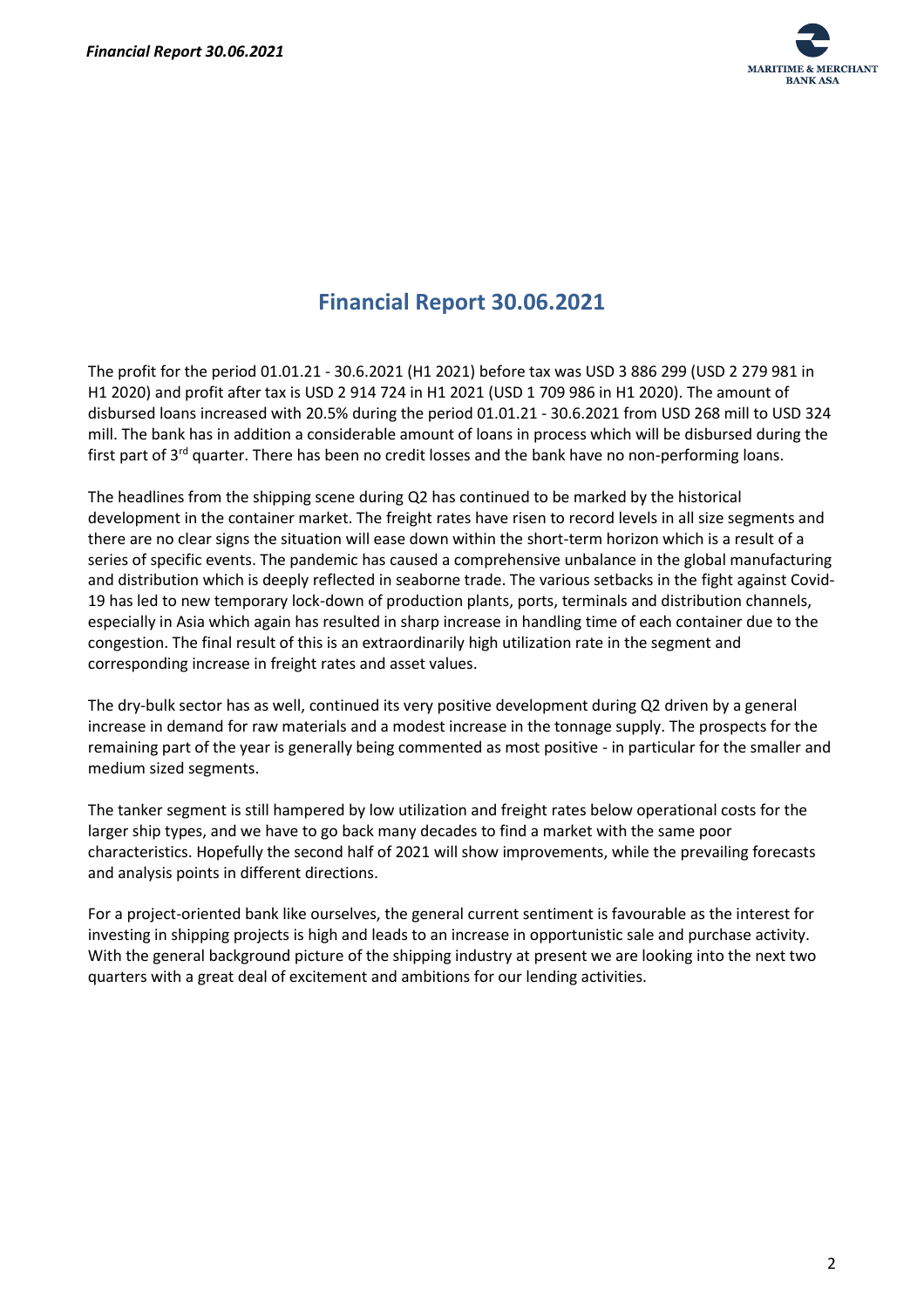# Financial Report 30.06.2021

The profit for the period 01.01.21 - 30.6.2021 (H1 2021) before tax was USD 3 886 299 (USD 2 279 981 in H1 2020) and profit after tax is USD 2 914 724 in H1 2021 (USD 1 709 986 in H1 2020). The amount of disbursed loans increased with 20.5% during the period 01.01.21 - 30.6.2021 from USD 268 mill to USD 324 mill. The bank has in addition a considerable amount of loans in process which will be disbursed during the first part of 3rd quarter. There has been no credit losses and the bank have no non-performing loans.

The headlines from the shipping scene during Q2 has continued to be marked by the historical development in the container market. The freight rates have risen to record levels in all size segments and there are no clear signs the situation will ease down within the short-term horizon which is a result of a series of specific events. The pandemic has caused a comprehensive unbalance in the global manufacturing and distribution which is deeply reflected in seaborne trade. The various setbacks in the fight against Covid-19 has led to new temporary lock-down of production plants, ports, terminals and distribution channels, especially in Asia which again has resulted in sharp increase in handling time of each container due to the congestion. The final result of this is an extraordinarily high utilization rate in the segment and corresponding increase in freight rates and asset values.

The dry-bulk sector has as well, continued its very positive development during Q2 driven by a general increase in demand for raw materials and a modest increase in the tonnage supply. The prospects for the remaining part of the year is generally being commented as most positive - in particular for the smaller and medium sized segments.

The tanker segment is still hampered by low utilization and freight rates below operational costs for the larger ship types, and we have to go back many decades to find a market with the same poor characteristics. Hopefully the second half of 2021 will show improvements, while the prevailing forecasts and analysis points in different directions.

For a project-oriented bank like ourselves, the general current sentiment is favourable as the interest for investing in shipping projects is high and leads to an increase in opportunistic sale and purchase activity. With the general background picture of the shipping industry at present we are looking into the next two quarters with a great deal of excitement and ambitions for our lending activities.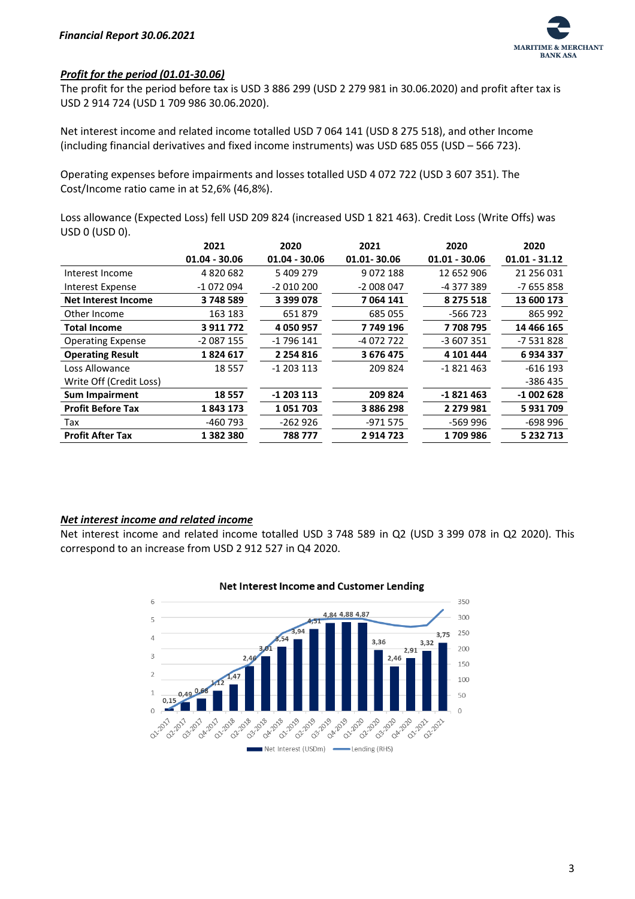### ***Profit for the period (01.01-30.06)***

The profit for the period before tax is USD 3 886 299 (USD 2 279 981 in 30.06.2020) and profit after tax is USD 2 914 724 (USD 1 709 986 30.06.2020).

Net interest income and related income totalled USD 7 064 141 (USD 8 275 518), and other Income (including financial derivatives and fixed income instruments) was USD 685 055 (USD – 566 723).

Operating expenses before impairments and losses totalled USD 4 072 722 (USD 3 607 351). The Cost/Income ratio came in at 52,6% (46,8%).

Loss allowance (Expected Loss) fell USD 209 824 (increased USD 1 821 463). Credit Loss (Write Offs) was USD 0 (USD 0).

| | 2021 | 2020 | 2021 | 2020 | 2020 |
|---|---|---|---|---|---|
| | **01.04 - 30.06** | **01.04 - 30.06** | **01.01- 30.06** | **01.01 - 30.06** | **01.01 - 31.12** |
| Interest Income | 4 820 682 | 5 409 279 | 9 072 188 | 12 652 906 | 21 256 031 |
| Interest Expense | -1 072 094 | -2 010 200 | -2 008 047 | -4 377 389 | -7 655 858 |
| **Net Interest Income** | **3 748 589** | **3 399 078** | **7 064 141** | **8 275 518** | **13 600 173** |
| Other Income | 163 183 | 651 879 | 685 055 | -566 723 | 865 992 |
| **Total Income** | **3 911 772** | **4 050 957** | **7 749 196** | **7 708 795** | **14 466 165** |
| Operating Expense | -2 087 155 | -1 796 141 | -4 072 722 | -3 607 351 | -7 531 828 |
| **Operating Result** | **1 824 617** | **2 254 816** | **3 676 475** | **4 101 444** | **6 934 337** |
| Loss Allowance | 18 557 | -1 203 113 | 209 824 | -1 821 463 | -616 193 |
| Write Off (Credit Loss) | | | | | -386 435 |
| **Sum Impairment** | **18 557** | **-1 203 113** | **209 824** | **-1 821 463** | **-1 002 628** |
| **Profit Before Tax** | **1 843 173** | **1 051 703** | **3 886 298** | **2 279 981** | **5 931 709** |
| Tax | -460 793 | -262 926 | -971 575 | -569 996 | -698 996 |
| **Profit After Tax** | **1 382 380** | **788 777** | **2 914 723** | **1 709 986** | **5 232 713** |

### ***Net interest income and related income***

Net interest income and related income totalled USD 3 748 589 in Q2 (USD 3 399 078 in Q2 2020). This correspond to an increase from USD 2 912 527 in Q4 2020.

**Net Interest Income and Customer Lending**

| Quarter | Net Interest (USDm) |
|---|---|
| Q1-2017 | 0,15 |
| Q2-2017 | 0,49 |
| Q3-2017 | 0,68 |
| Q4-2017 | 1,12 |
| Q1-2018 | 1,47 |
| Q2-2018 | 2,46 |
| Q3-2018 | 3,01 |
| Q4-2018 | 3,54 |
| Q1-2019 | 3,94 |
| Q2-2019 | 4,51 |
| Q3-2019 | 4,84 |
| Q4-2019 | 4,88 |
| Q1-2020 | 4,87 |
| Q2-2020 | 3,36 |
| Q3-2020 | 2,46 |
| Q4-2020 | 2,91 |
| Q1-2021 | 3,32 |
| Q2-2021 | 3,75 |

Net Interest (USDm) — Lending (RHS)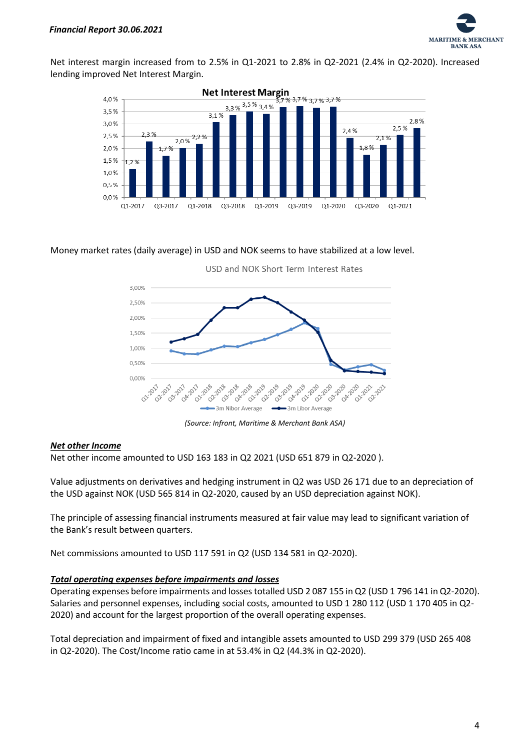Net interest margin increased from to 2.5% in Q1-2021 to 2.8% in Q2-2021 (2.4% in Q2-2020). Increased lending improved Net Interest Margin.

Money market rates (daily average) in USD and NOK seems to have stabilized at a low level.

*(Source: Infront, Maritime & Merchant Bank ASA)*

***Net other Income***

Net other income amounted to USD 163 183 in Q2 2021 (USD 651 879 in Q2-2020 ).

Value adjustments on derivatives and hedging instrument in Q2 was USD 26 171 due to an depreciation of the USD against NOK (USD 565 814 in Q2-2020, caused by an USD depreciation against NOK).

The principle of assessing financial instruments measured at fair value may lead to significant variation of the Bank's result between quarters.

Net commissions amounted to USD 117 591 in Q2 (USD 134 581 in Q2-2020).

***Total operating expenses before impairments and losses***

Operating expenses before impairments and losses totalled USD 2 087 155 in Q2 (USD 1 796 141 in Q2-2020). Salaries and personnel expenses, including social costs, amounted to USD 1 280 112 (USD 1 170 405 in Q2-2020) and account for the largest proportion of the overall operating expenses.

Total depreciation and impairment of fixed and intangible assets amounted to USD 299 379 (USD 265 408 in Q2-2020). The Cost/Income ratio came in at 53.4% in Q2 (44.3% in Q2-2020).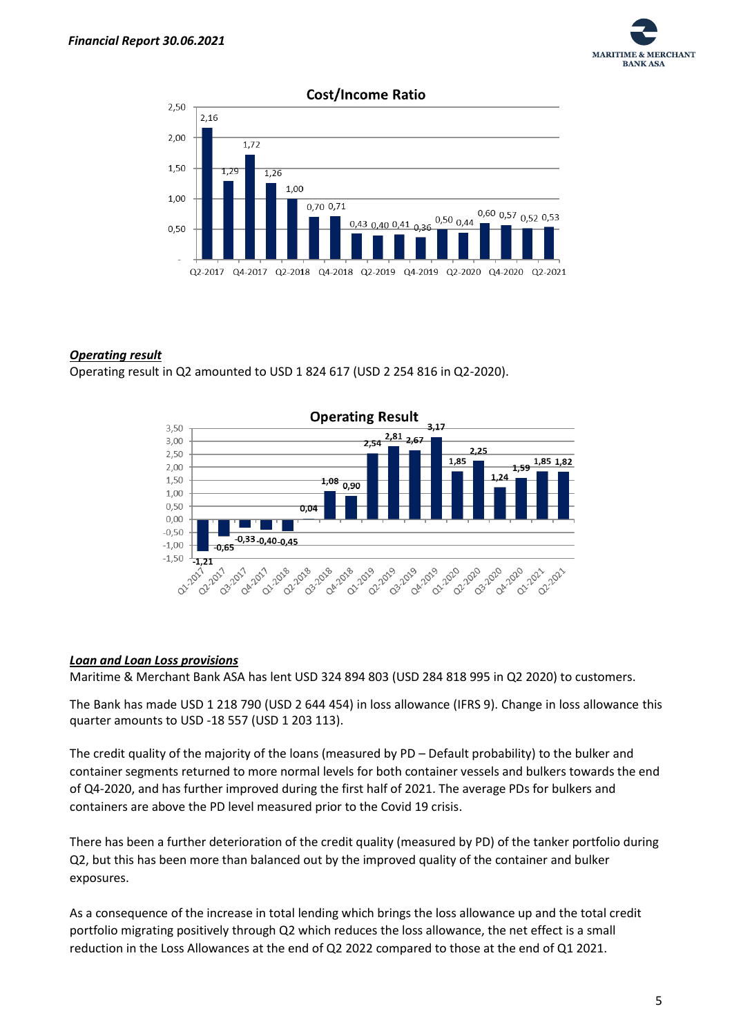**Cost/Income Ratio**

| Quarter | Cost/Income Ratio |
|---|---|
| Q2-2017 | 2,16 |
| Q3-2017 | 1,29 |
| Q4-2017 | 1,72 |
| Q1-2018 | 1,26 |
| Q2-2018 | 1,00 |
| Q3-2018 | 0,70 |
| Q4-2018 | 0,71 |
| Q1-2019 | 0,43 |
| Q2-2019 | 0,40 |
| Q3-2019 | 0,41 |
| Q4-2019 | 0,36 |
| Q1-2020 | 0,50 |
| Q2-2020 | 0,44 |
| Q3-2020 | 0,60 |
| Q4-2020 | 0,57 |
| Q1-2021 | 0,52 |
| Q2-2021 | 0,53 |

***Operating result***

Operating result in Q2 amounted to USD 1 824 617 (USD 2 254 816 in Q2-2020).

**Operating Result**

| Quarter | Operating Result |
|---|---|
| Q1-2017 | -1,21 |
| Q2-2017 | -0,65 |
| Q3-2017 | -0,33 |
| Q4-2017 | -0,40 |
| Q1-2018 | -0,45 |
| Q2-2018 | 0,04 |
| Q3-2018 | 1,08 |
| Q4-2018 | 0,90 |
| Q1-2019 | 2,54 |
| Q2-2019 | 2,81 |
| Q3-2019 | 2,67 |
| Q4-2019 | 3,17 |
| Q1-2020 | 1,85 |
| Q2-2020 | 2,25 |
| Q3-2020 | 1,24 |
| Q4-2020 | 1,59 |
| Q1-2021 | 1,85 |
| Q2-2021 | 1,82 |

***Loan and Loan Loss provisions***

Maritime & Merchant Bank ASA has lent USD 324 894 803 (USD 284 818 995 in Q2 2020) to customers.

The Bank has made USD 1 218 790 (USD 2 644 454) in loss allowance (IFRS 9). Change in loss allowance this quarter amounts to USD -18 557 (USD 1 203 113).

The credit quality of the majority of the loans (measured by PD – Default probability) to the bulker and container segments returned to more normal levels for both container vessels and bulkers towards the end of Q4-2020, and has further improved during the first half of 2021. The average PDs for bulkers and containers are above the PD level measured prior to the Covid 19 crisis.

There has been a further deterioration of the credit quality (measured by PD) of the tanker portfolio during Q2, but this has been more than balanced out by the improved quality of the container and bulker exposures.

As a consequence of the increase in total lending which brings the loss allowance up and the total credit portfolio migrating positively through Q2 which reduces the loss allowance, the net effect is a small reduction in the Loss Allowances at the end of Q2 2022 compared to those at the end of Q1 2021.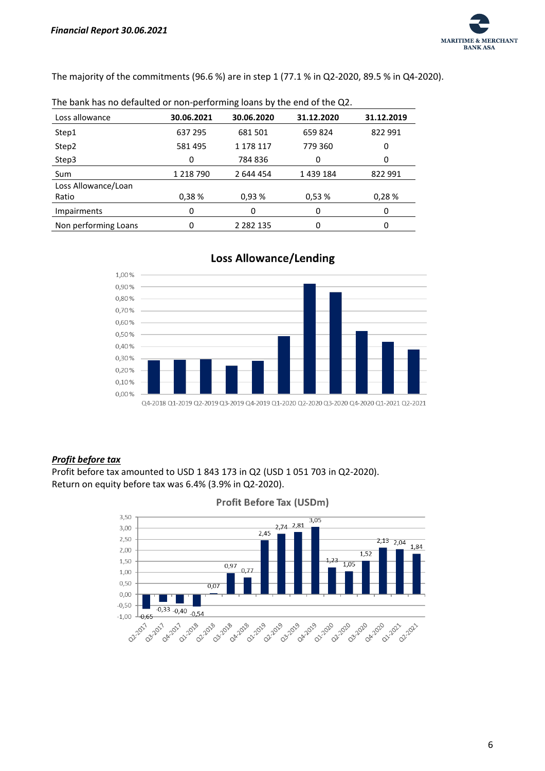The majority of the commitments (96.6 %) are in step 1 (77.1 % in Q2-2020, 89.5 % in Q4-2020).

The bank has no defaulted or non-performing loans by the end of the Q2.

| Loss allowance | 30.06.2021 | 30.06.2020 | 31.12.2020 | 31.12.2019 |
|---|---|---|---|---|
| Step1 | 637 295 | 681 501 | 659 824 | 822 991 |
| Step2 | 581 495 | 1 178 117 | 779 360 | 0 |
| Step3 | 0 | 784 836 | 0 | 0 |
| Sum | 1 218 790 | 2 644 454 | 1 439 184 | 822 991 |
| Loss Allowance/Loan Ratio | 0,38 % | 0,93 % | 0,53 % | 0,28 % |
| Impairments | 0 | 0 | 0 | 0 |
| Non performing Loans | 0 | 2 282 135 | 0 | 0 |

**Loss Allowance/Lending**

***Profit before tax***

Profit before tax amounted to USD 1 843 173 in Q2 (USD 1 051 703 in Q2-2020).
Return on equity before tax was 6.4% (3.9% in Q2-2020).

**Profit Before Tax (USDm)**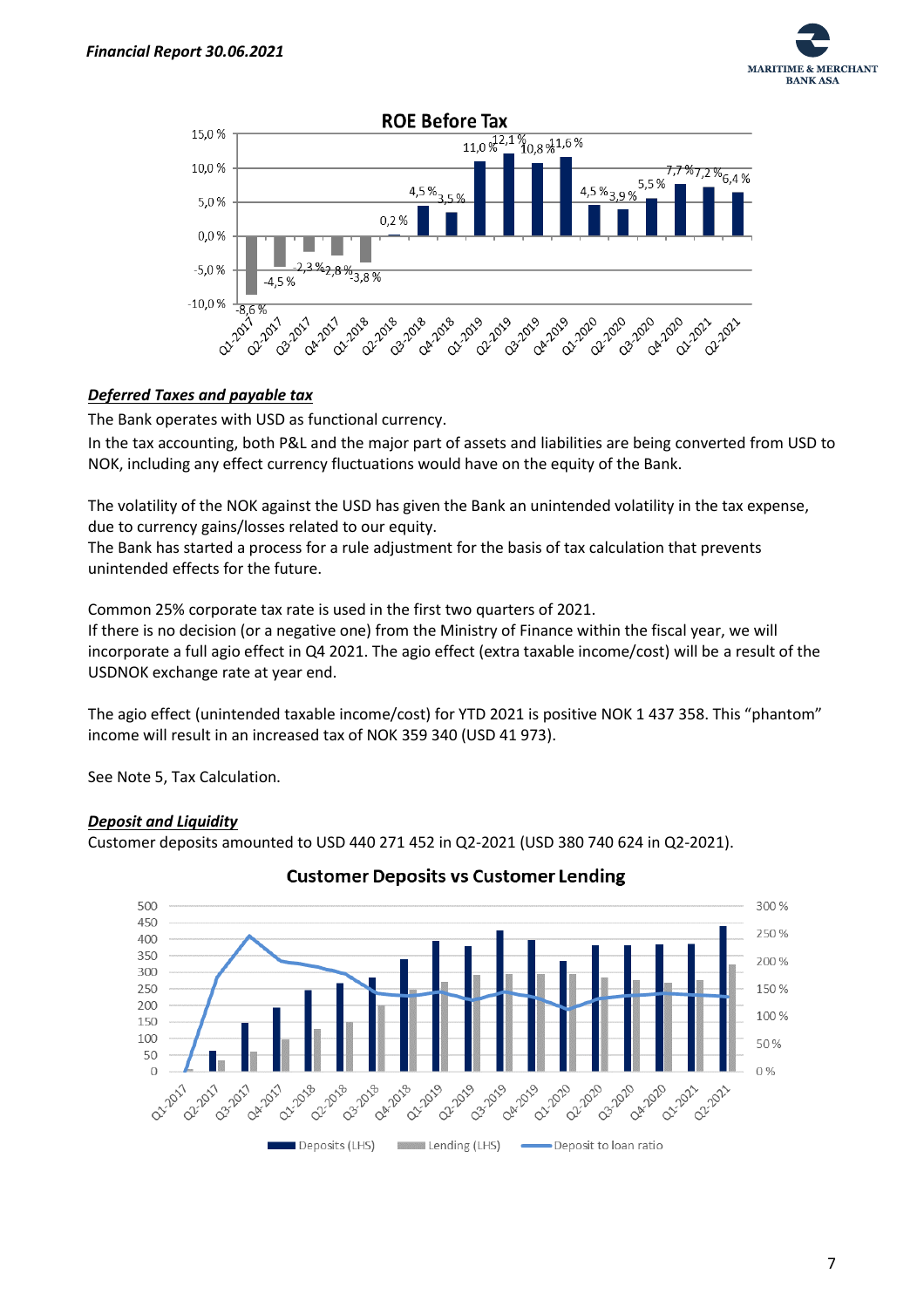**ROE Before Tax**

| Quarter | ROE Before Tax |
|---|---|
| Q1-2017 | -8,6 % |
| Q2-2017 | -4,5 % |
| Q3-2017 | -2,3 % |
| Q4-2017 | -2,8 % |
| Q1-2018 | -3,8 % |
| Q2-2018 | 0,2 % |
| Q3-2018 | 4,5 % |
| Q4-2018 | 3,5 % |
| Q1-2019 | 11,0 % |
| Q2-2019 | 12,1 % |
| Q3-2019 | 10,8 % |
| Q4-2019 | 11,6 % |
| Q1-2020 | 4,5 % |
| Q2-2020 | 3,9 % |
| Q3-2020 | 5,5 % |
| Q4-2020 | 7,7 % |
| Q1-2021 | 7,2 % |
| Q2-2021 | 6,4 % |

***Deferred Taxes and payable tax***

The Bank operates with USD as functional currency.

In the tax accounting, both P&L and the major part of assets and liabilities are being converted from USD to NOK, including any effect currency fluctuations would have on the equity of the Bank.

The volatility of the NOK against the USD has given the Bank an unintended volatility in the tax expense, due to currency gains/losses related to our equity.

The Bank has started a process for a rule adjustment for the basis of tax calculation that prevents unintended effects for the future.

Common 25% corporate tax rate is used in the first two quarters of 2021.

If there is no decision (or a negative one) from the Ministry of Finance within the fiscal year, we will incorporate a full agio effect in Q4 2021. The agio effect (extra taxable income/cost) will be a result of the USDNOK exchange rate at year end.

The agio effect (unintended taxable income/cost) for YTD 2021 is positive NOK 1 437 358. This "phantom" income will result in an increased tax of NOK 359 340 (USD 41 973).

See Note 5, Tax Calculation.

***Deposit and Liquidity***

Customer deposits amounted to USD 440 271 452 in Q2-2021 (USD 380 740 624 in Q2-2021).

**Customer Deposits vs Customer Lending**

Legend: Deposits (LHS), Lending (LHS), Deposit to loan ratio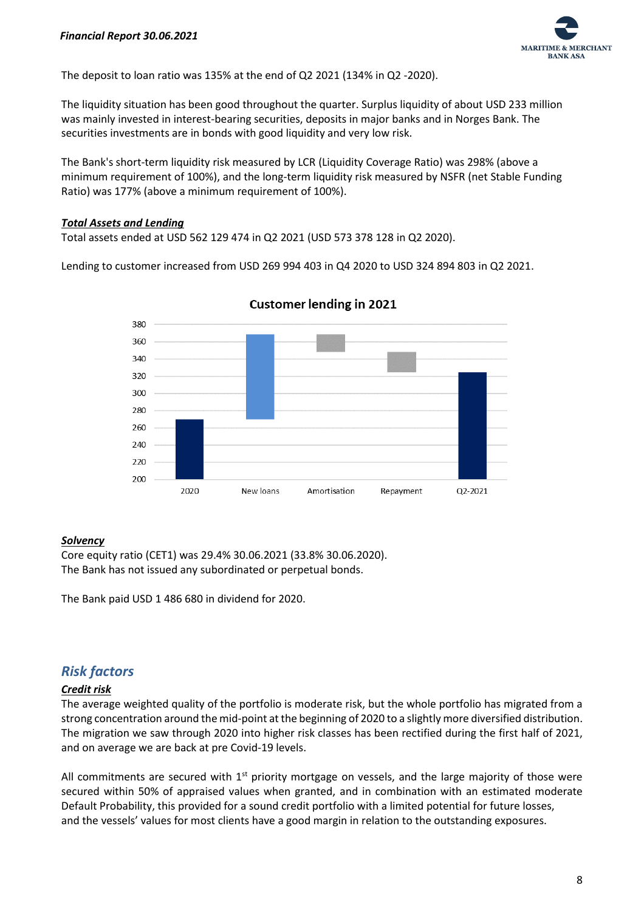The deposit to loan ratio was 135% at the end of Q2 2021 (134% in Q2 -2020).

The liquidity situation has been good throughout the quarter. Surplus liquidity of about USD 233 million was mainly invested in interest-bearing securities, deposits in major banks and in Norges Bank. The securities investments are in bonds with good liquidity and very low risk.

The Bank's short-term liquidity risk measured by LCR (Liquidity Coverage Ratio) was 298% (above a minimum requirement of 100%), and the long-term liquidity risk measured by NSFR (net Stable Funding Ratio) was 177% (above a minimum requirement of 100%).

***Total Assets and Lending***

Total assets ended at USD 562 129 474 in Q2 2021 (USD 573 378 128 in Q2 2020).

Lending to customer increased from USD 269 994 403 in Q4 2020 to USD 324 894 803 in Q2 2021.

**Customer lending in 2021**

***Solvency***

Core equity ratio (CET1) was 29.4% 30.06.2021 (33.8% 30.06.2020).
The Bank has not issued any subordinated or perpetual bonds.

The Bank paid USD 1 486 680 in dividend for 2020.

## *Risk factors*

***Credit risk***

The average weighted quality of the portfolio is moderate risk, but the whole portfolio has migrated from a strong concentration around the mid-point at the beginning of 2020 to a slightly more diversified distribution. The migration we saw through 2020 into higher risk classes has been rectified during the first half of 2021, and on average we are back at pre Covid-19 levels.

All commitments are secured with 1st priority mortgage on vessels, and the large majority of those were secured within 50% of appraised values when granted, and in combination with an estimated moderate Default Probability, this provided for a sound credit portfolio with a limited potential for future losses, and the vessels' values for most clients have a good margin in relation to the outstanding exposures.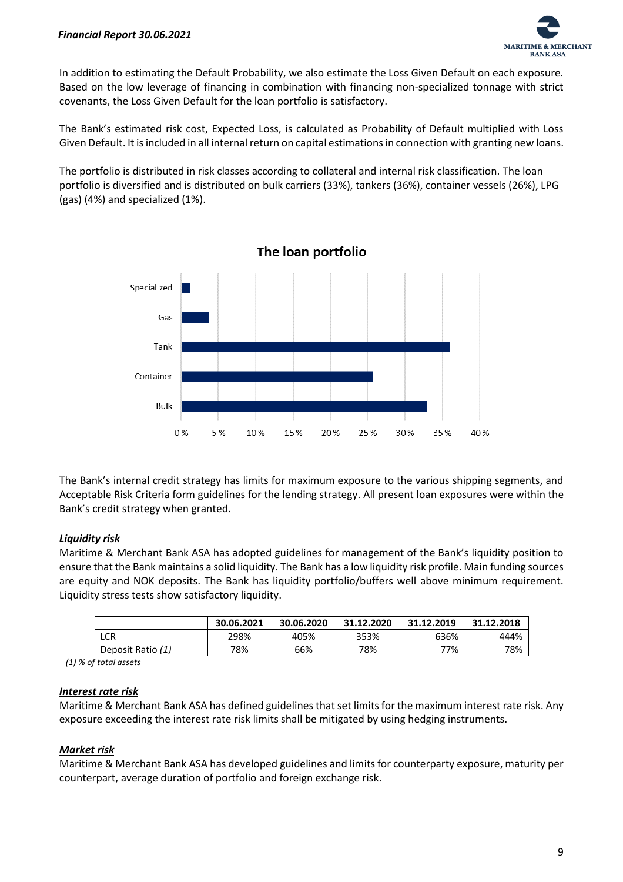In addition to estimating the Default Probability, we also estimate the Loss Given Default on each exposure. Based on the low leverage of financing in combination with financing non-specialized tonnage with strict covenants, the Loss Given Default for the loan portfolio is satisfactory.

The Bank's estimated risk cost, Expected Loss, is calculated as Probability of Default multiplied with Loss Given Default. It is included in all internal return on capital estimations in connection with granting new loans.

The portfolio is distributed in risk classes according to collateral and internal risk classification. The loan portfolio is diversified and is distributed on bulk carriers (33%), tankers (36%), container vessels (26%), LPG (gas) (4%) and specialized (1%).

The loan portfolio

The Bank's internal credit strategy has limits for maximum exposure to the various shipping segments, and Acceptable Risk Criteria form guidelines for the lending strategy. All present loan exposures were within the Bank's credit strategy when granted.

***Liquidity risk***

Maritime & Merchant Bank ASA has adopted guidelines for management of the Bank's liquidity position to ensure that the Bank maintains a solid liquidity. The Bank has a low liquidity risk profile. Main funding sources are equity and NOK deposits. The Bank has liquidity portfolio/buffers well above minimum requirement. Liquidity stress tests show satisfactory liquidity.

| | 30.06.2021 | 30.06.2020 | 31.12.2020 | 31.12.2019 | 31.12.2018 |
|---|---|---|---|---|---|
| LCR | 298% | 405% | 353% | 636% | 444% |
| Deposit Ratio *(1)* | 78% | 66% | 78% | 77% | 78% |

*(1) % of total assets*

***Interest rate risk***

Maritime & Merchant Bank ASA has defined guidelines that set limits for the maximum interest rate risk. Any exposure exceeding the interest rate risk limits shall be mitigated by using hedging instruments.

***Market risk***

Maritime & Merchant Bank ASA has developed guidelines and limits for counterparty exposure, maturity per counterpart, average duration of portfolio and foreign exchange risk.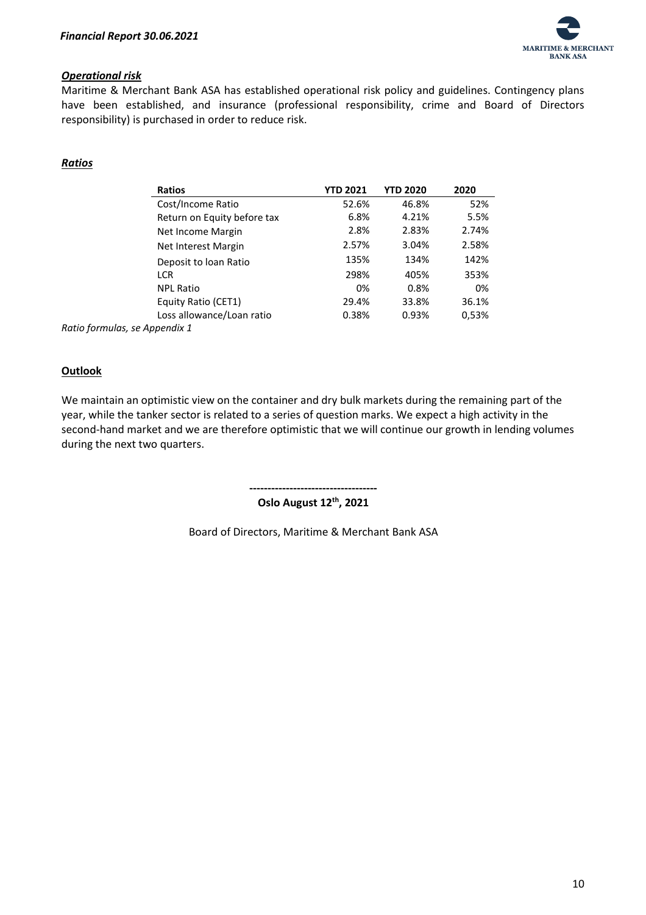***Operational risk***

Maritime & Merchant Bank ASA has established operational risk policy and guidelines. Contingency plans have been established, and insurance (professional responsibility, crime and Board of Directors responsibility) is purchased in order to reduce risk.

***Ratios***

| Ratios | YTD 2021 | YTD 2020 | 2020 |
|---|---|---|---|
| Cost/Income Ratio | 52.6% | 46.8% | 52% |
| Return on Equity before tax | 6.8% | 4.21% | 5.5% |
| Net Income Margin | 2.8% | 2.83% | 2.74% |
| Net Interest Margin | 2.57% | 3.04% | 2.58% |
| Deposit to loan Ratio | 135% | 134% | 142% |
| LCR | 298% | 405% | 353% |
| NPL Ratio | 0% | 0.8% | 0% |
| Equity Ratio (CET1) | 29.4% | 33.8% | 36.1% |
| Loss allowance/Loan ratio | 0.38% | 0.93% | 0,53% |

*Ratio formulas, se Appendix 1*

**Outlook**

We maintain an optimistic view on the container and dry bulk markets during the remaining part of the year, while the tanker sector is related to a series of question marks. We expect a high activity in the second-hand market and we are therefore optimistic that we will continue our growth in lending volumes during the next two quarters.

**-----------------------------------**

**Oslo August 12th, 2021**

Board of Directors, Maritime & Merchant Bank ASA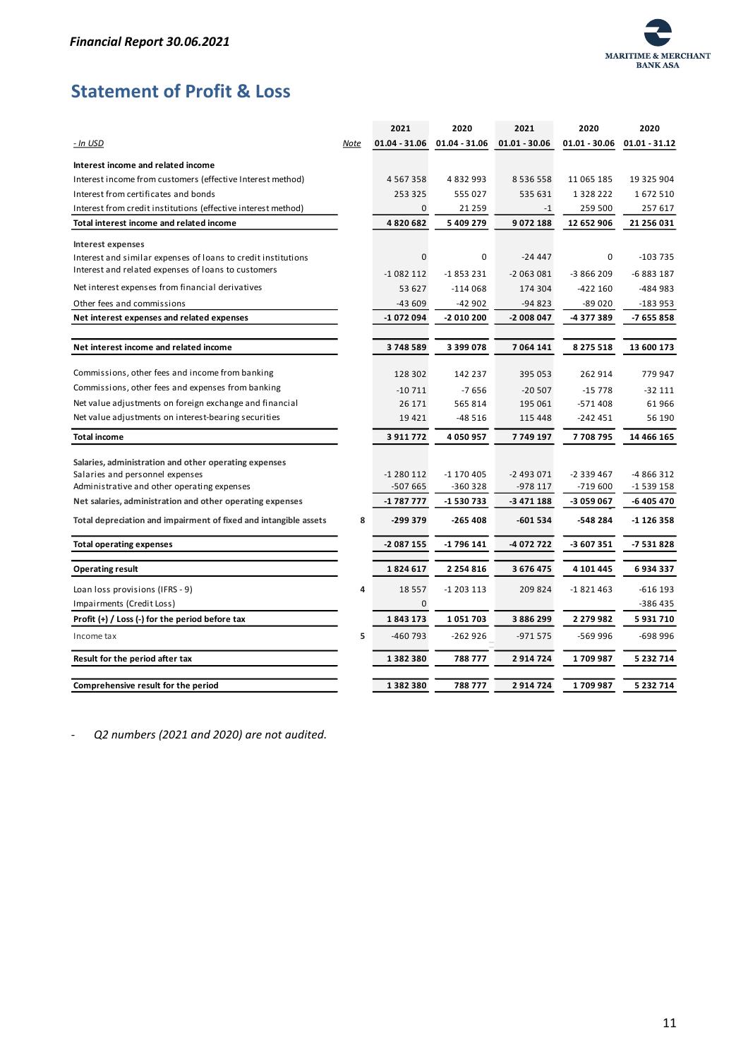# Statement of Profit & Loss

| - In USD | Note | 2021 01.04 - 31.06 | 2020 01.04 - 31.06 | 2021 01.01 - 30.06 | 2020 01.01 - 30.06 | 2020 01.01 - 31.12 |
|---|---|---|---|---|---|---|
| **Interest income and related income** | | | | | | |
| Interest income from customers (effective Interest method) | | 4 567 358 | 4 832 993 | 8 536 558 | 11 065 185 | 19 325 904 |
| Interest from certificates and bonds | | 253 325 | 555 027 | 535 631 | 1 328 222 | 1 672 510 |
| Interest from credit institutions (effective interest method) | | 0 | 21 259 | -1 | 259 500 | 257 617 |
| **Total interest income and related income** | | **4 820 682** | **5 409 279** | **9 072 188** | **12 652 906** | **21 256 031** |
| **Interest expenses** | | | | | | |
| Interest and similar expenses of loans to credit institutions | | 0 | 0 | -24 447 | 0 | -103 735 |
| Interest and related expenses of loans to customers | | -1 082 112 | -1 853 231 | -2 063 081 | -3 866 209 | -6 883 187 |
| Net interest expenses from financial derivatives | | 53 627 | -114 068 | 174 304 | -422 160 | -484 983 |
| Other fees and commissions | | -43 609 | -42 902 | -94 823 | -89 020 | -183 953 |
| **Net interest expenses and related expenses** | | **-1 072 094** | **-2 010 200** | **-2 008 047** | **-4 377 389** | **-7 655 858** |
| **Net interest income and related income** | | **3 748 589** | **3 399 078** | **7 064 141** | **8 275 518** | **13 600 173** |
| Commissions, other fees and income from banking | | 128 302 | 142 237 | 395 053 | 262 914 | 779 947 |
| Commissions, other fees and expenses from banking | | -10 711 | -7 656 | -20 507 | -15 778 | -32 111 |
| Net value adjustments on foreign exchange and financial | | 26 171 | 565 814 | 195 061 | -571 408 | 61 966 |
| Net value adjustments on interest-bearing securities | | 19 421 | -48 516 | 115 448 | -242 451 | 56 190 |
| **Total income** | | **3 911 772** | **4 050 957** | **7 749 197** | **7 708 795** | **14 466 165** |
| **Salaries, administration and other operating expenses** | | | | | | |
| Salaries and personnel expenses | | -1 280 112 | -1 170 405 | -2 493 071 | -2 339 467 | -4 866 312 |
| Administrative and other operating expenses | | -507 665 | -360 328 | -978 117 | -719 600 | -1 539 158 |
| **Net salaries, administration and other operating expenses** | | **-1 787 777** | **-1 530 733** | **-3 471 188** | **-3 059 067** | **-6 405 470** |
| **Total depreciation and impairment of fixed and intangible assets** | 8 | **-299 379** | **-265 408** | **-601 534** | **-548 284** | **-1 126 358** |
| **Total operating expenses** | | **-2 087 155** | **-1 796 141** | **-4 072 722** | **-3 607 351** | **-7 531 828** |
| **Operating result** | | **1 824 617** | **2 254 816** | **3 676 475** | **4 101 445** | **6 934 337** |
| Loan loss provisions (IFRS - 9) | 4 | 18 557 | -1 203 113 | 209 824 | -1 821 463 | -616 193 |
| Impairments (Credit Loss) | | 0 | | | | -386 435 |
| **Profit (+) / Loss (-) for the period before tax** | | **1 843 173** | **1 051 703** | **3 886 299** | **2 279 982** | **5 931 710** |
| Income tax | 5 | -460 793 | -262 926 | -971 575 | -569 996 | -698 996 |
| **Result for the period after tax** | | **1 382 380** | **788 777** | **2 914 724** | **1 709 987** | **5 232 714** |
| **Comprehensive result for the period** | | **1 382 380** | **788 777** | **2 914 724** | **1 709 987** | **5 232 714** |

- *Q2 numbers (2021 and 2020) are not audited.*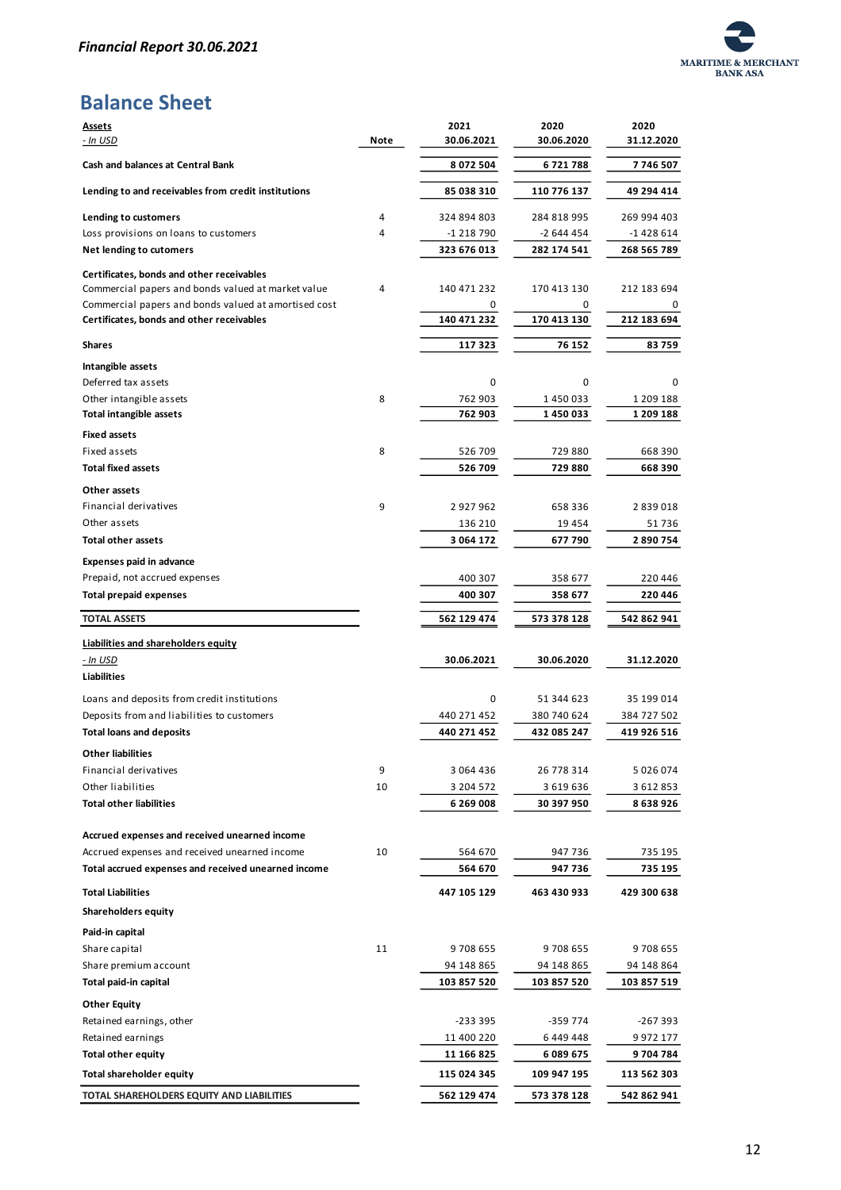## Balance Sheet

| **Assets** | | 2021 | 2020 | 2020 |
|---|---|---|---|---|
| *- In USD* | **Note** | **30.06.2021** | **30.06.2020** | **31.12.2020** |
| **Cash and balances at Central Bank** | | **8 072 504** | **6 721 788** | **7 746 507** |
| **Lending to and receivables from credit institutions** | | **85 038 310** | **110 776 137** | **49 294 414** |
| **Lending to customers** | 4 | 324 894 803 | 284 818 995 | 269 994 403 |
| Loss provisions on loans to customers | 4 | -1 218 790 | -2 644 454 | -1 428 614 |
| **Net lending to cutomers** | | **323 676 013** | **282 174 541** | **268 565 789** |
| **Certificates, bonds and other receivables** | | | | |
| Commercial papers and bonds valued at market value | 4 | 140 471 232 | 170 413 130 | 212 183 694 |
| Commercial papers and bonds valued at amortised cost | | 0 | 0 | 0 |
| **Certificates, bonds and other receivables** | | **140 471 232** | **170 413 130** | **212 183 694** |
| **Shares** | | **117 323** | **76 152** | **83 759** |
| **Intangible assets** | | | | |
| Deferred tax assets | | 0 | 0 | 0 |
| Other intangible assets | 8 | 762 903 | 1 450 033 | 1 209 188 |
| **Total intangible assets** | | **762 903** | **1 450 033** | **1 209 188** |
| **Fixed assets** | | | | |
| Fixed assets | 8 | 526 709 | 729 880 | 668 390 |
| **Total fixed assets** | | **526 709** | **729 880** | **668 390** |
| **Other assets** | | | | |
| Financial derivatives | 9 | 2 927 962 | 658 336 | 2 839 018 |
| Other assets | | 136 210 | 19 454 | 51 736 |
| **Total other assets** | | **3 064 172** | **677 790** | **2 890 754** |
| **Expenses paid in advance** | | | | |
| Prepaid, not accrued expenses | | 400 307 | 358 677 | 220 446 |
| **Total prepaid expenses** | | **400 307** | **358 677** | **220 446** |
| **TOTAL ASSETS** | | **562 129 474** | **573 378 128** | **542 862 941** |

| **Liabilities and shareholders equity** | | | | |
|---|---|---|---|---|
| *- In USD* | | **30.06.2021** | **30.06.2020** | **31.12.2020** |
| **Liabilities** | | | | |
| Loans and deposits from credit institutions | | 0 | 51 344 623 | 35 199 014 |
| Deposits from and liabilities to customers | | 440 271 452 | 380 740 624 | 384 727 502 |
| **Total loans and deposits** | | **440 271 452** | **432 085 247** | **419 926 516** |
| **Other liabilities** | | | | |
| Financial derivatives | 9 | 3 064 436 | 26 778 314 | 5 026 074 |
| Other liabilities | 10 | 3 204 572 | 3 619 636 | 3 612 853 |
| **Total other liabilities** | | **6 269 008** | **30 397 950** | **8 638 926** |
| **Accrued expenses and received unearned income** | | | | |
| Accrued expenses and received unearned income | 10 | 564 670 | 947 736 | 735 195 |
| **Total accrued expenses and received unearned income** | | **564 670** | **947 736** | **735 195** |
| **Total Liabilities** | | **447 105 129** | **463 430 933** | **429 300 638** |
| **Shareholders equity** | | | | |
| **Paid-in capital** | | | | |
| Share capital | 11 | 9 708 655 | 9 708 655 | 9 708 655 |
| Share premium account | | 94 148 865 | 94 148 865 | 94 148 864 |
| **Total paid-in capital** | | **103 857 520** | **103 857 520** | **103 857 519** |
| **Other Equity** | | | | |
| Retained earnings, other | | -233 395 | -359 774 | -267 393 |
| Retained earnings | | 11 400 220 | 6 449 448 | 9 972 177 |
| **Total other equity** | | **11 166 825** | **6 089 675** | **9 704 784** |
| **Total shareholder equity** | | **115 024 345** | **109 947 195** | **113 562 303** |
| **TOTAL SHAREHOLDERS EQUITY AND LIABILITIES** | | **562 129 474** | **573 378 128** | **542 862 941** |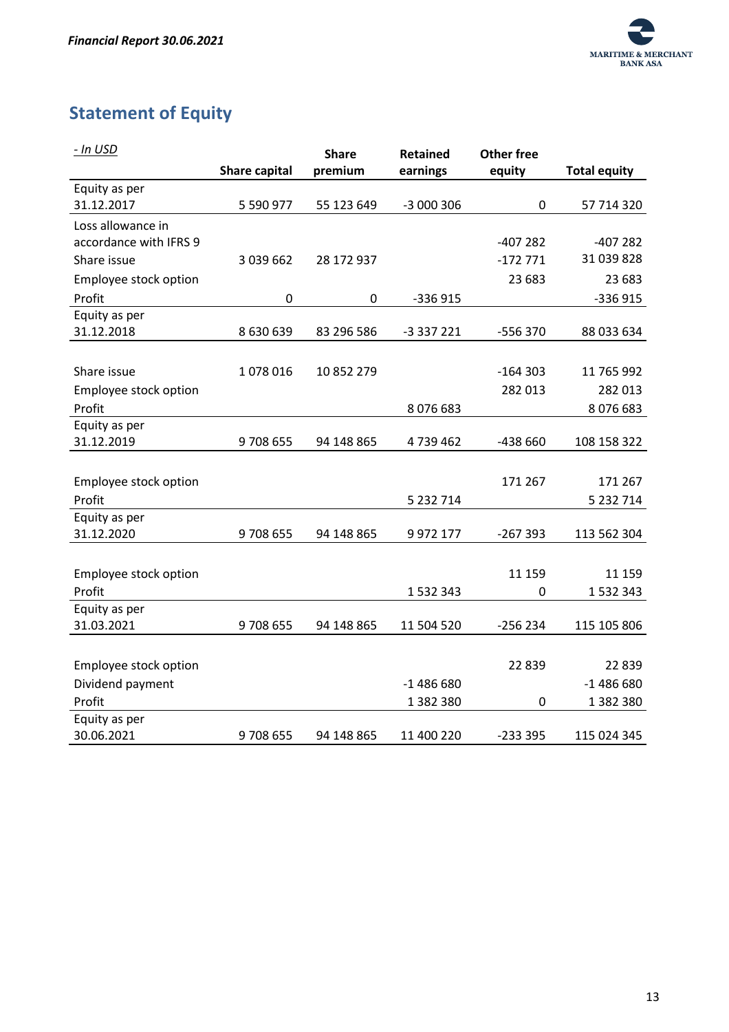## Statement of Equity

| *- In USD* | Share capital | Share premium | Retained earnings | Other free equity | Total equity |
|---|---|---|---|---|---|
| Equity as per 31.12.2017 | 5 590 977 | 55 123 649 | -3 000 306 | 0 | 57 714 320 |
| Loss allowance in accordance with IFRS 9 | | | | -407 282 | -407 282 |
| Share issue | 3 039 662 | 28 172 937 | | -172 771 | 31 039 828 |
| Employee stock option | | | | 23 683 | 23 683 |
| Profit | 0 | 0 | -336 915 | | -336 915 |
| Equity as per 31.12.2018 | 8 630 639 | 83 296 586 | -3 337 221 | -556 370 | 88 033 634 |
| | | | | | |
| Share issue | 1 078 016 | 10 852 279 | | -164 303 | 11 765 992 |
| Employee stock option | | | | 282 013 | 282 013 |
| Profit | | | 8 076 683 | | 8 076 683 |
| Equity as per 31.12.2019 | 9 708 655 | 94 148 865 | 4 739 462 | -438 660 | 108 158 322 |
| | | | | | |
| Employee stock option | | | | 171 267 | 171 267 |
| Profit | | | 5 232 714 | | 5 232 714 |
| Equity as per 31.12.2020 | 9 708 655 | 94 148 865 | 9 972 177 | -267 393 | 113 562 304 |
| | | | | | |
| Employee stock option | | | | 11 159 | 11 159 |
| Profit | | | 1 532 343 | 0 | 1 532 343 |
| Equity as per 31.03.2021 | 9 708 655 | 94 148 865 | 11 504 520 | -256 234 | 115 105 806 |
| | | | | | |
| Employee stock option | | | | 22 839 | 22 839 |
| Dividend payment | | | -1 486 680 | | -1 486 680 |
| Profit | | | 1 382 380 | 0 | 1 382 380 |
| Equity as per 30.06.2021 | 9 708 655 | 94 148 865 | 11 400 220 | -233 395 | 115 024 345 |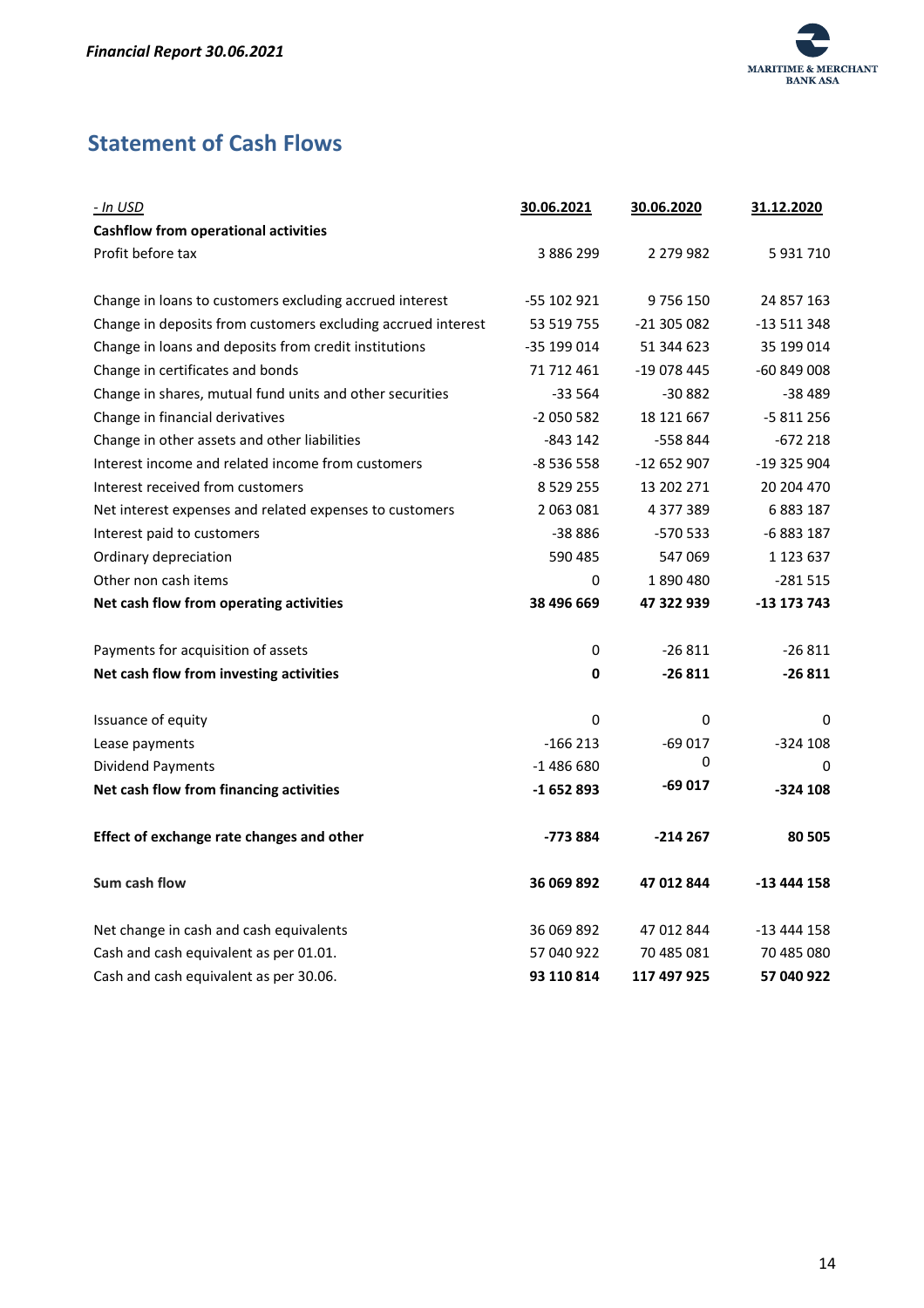## Statement of Cash Flows

| *- In USD* | 30.06.2021 | 30.06.2020 | 31.12.2020 |
|---|---|---|---|
| **Cashflow from operational activities** | | | |
| Profit before tax | 3 886 299 | 2 279 982 | 5 931 710 |
| | | | |
| Change in loans to customers excluding accrued interest | -55 102 921 | 9 756 150 | 24 857 163 |
| Change in deposits from customers excluding accrued interest | 53 519 755 | -21 305 082 | -13 511 348 |
| Change in loans and deposits from credit institutions | -35 199 014 | 51 344 623 | 35 199 014 |
| Change in certificates and bonds | 71 712 461 | -19 078 445 | -60 849 008 |
| Change in shares, mutual fund units and other securities | -33 564 | -30 882 | -38 489 |
| Change in financial derivatives | -2 050 582 | 18 121 667 | -5 811 256 |
| Change in other assets and other liabilities | -843 142 | -558 844 | -672 218 |
| Interest income and related income from customers | -8 536 558 | -12 652 907 | -19 325 904 |
| Interest received from customers | 8 529 255 | 13 202 271 | 20 204 470 |
| Net interest expenses and related expenses to customers | 2 063 081 | 4 377 389 | 6 883 187 |
| Interest paid to customers | -38 886 | -570 533 | -6 883 187 |
| Ordinary depreciation | 590 485 | 547 069 | 1 123 637 |
| Other non cash items | 0 | 1 890 480 | -281 515 |
| **Net cash flow from operating activities** | **38 496 669** | **47 322 939** | **-13 173 743** |
| | | | |
| Payments for acquisition of assets | 0 | -26 811 | -26 811 |
| **Net cash flow from investing activities** | **0** | **-26 811** | **-26 811** |
| | | | |
| Issuance of equity | 0 | 0 | 0 |
| Lease payments | -166 213 | -69 017 | -324 108 |
| Dividend Payments | -1 486 680 | 0 | 0 |
| **Net cash flow from financing activities** | **-1 652 893** | **-69 017** | **-324 108** |
| | | | |
| **Effect of exchange rate changes and other** | **-773 884** | **-214 267** | **80 505** |
| | | | |
| **Sum cash flow** | **36 069 892** | **47 012 844** | **-13 444 158** |
| | | | |
| Net change in cash and cash equivalents | 36 069 892 | 47 012 844 | -13 444 158 |
| Cash and cash equivalent as per 01.01. | 57 040 922 | 70 485 081 | 70 485 080 |
| Cash and cash equivalent as per 30.06. | **93 110 814** | **117 497 925** | **57 040 922** |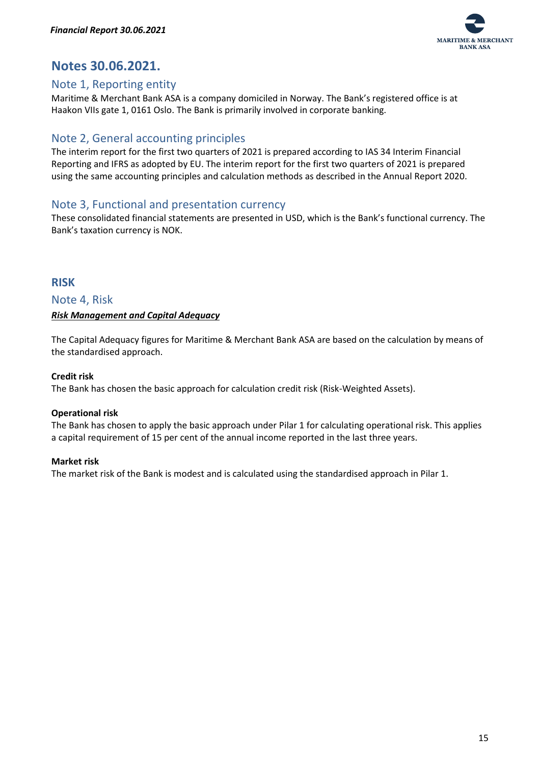# Notes 30.06.2021.

## Note 1, Reporting entity

Maritime & Merchant Bank ASA is a company domiciled in Norway. The Bank's registered office is at Haakon VIIs gate 1, 0161 Oslo. The Bank is primarily involved in corporate banking.

## Note 2, General accounting principles

The interim report for the first two quarters of 2021 is prepared according to IAS 34 Interim Financial Reporting and IFRS as adopted by EU. The interim report for the first two quarters of 2021 is prepared using the same accounting principles and calculation methods as described in the Annual Report 2020.

## Note 3, Functional and presentation currency

These consolidated financial statements are presented in USD, which is the Bank's functional currency. The Bank's taxation currency is NOK.

# RISK

## Note 4, Risk

***Risk Management and Capital Adequacy***

The Capital Adequacy figures for Maritime & Merchant Bank ASA are based on the calculation by means of the standardised approach.

**Credit risk**

The Bank has chosen the basic approach for calculation credit risk (Risk-Weighted Assets).

**Operational risk**

The Bank has chosen to apply the basic approach under Pilar 1 for calculating operational risk. This applies a capital requirement of 15 per cent of the annual income reported in the last three years.

**Market risk**

The market risk of the Bank is modest and is calculated using the standardised approach in Pilar 1.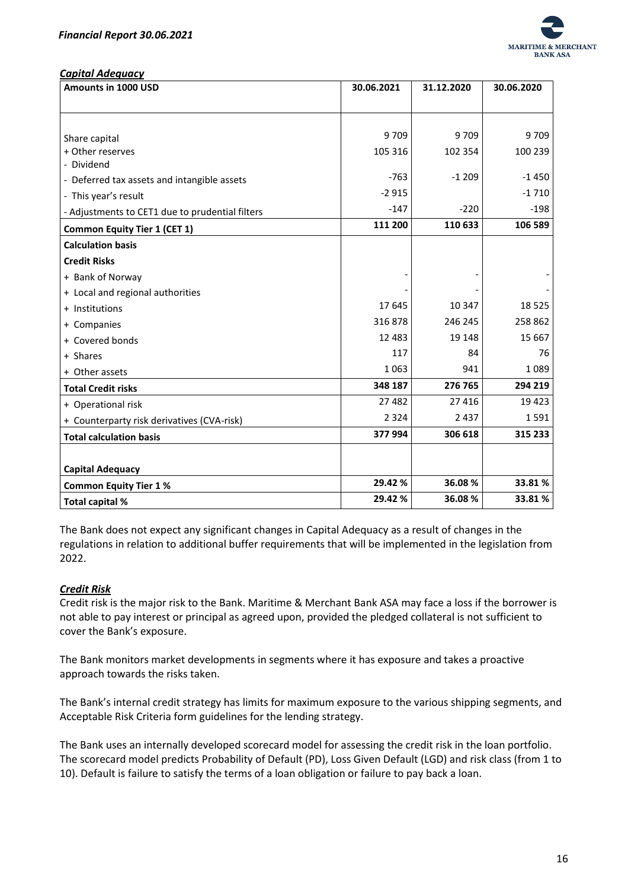### *Capital Adequacy*

| Amounts in 1000 USD | 30.06.2021 | 31.12.2020 | 30.06.2020 |
|---|---|---|---|
| Share capital | 9 709 | 9 709 | 9 709 |
| + Other reserves | 105 316 | 102 354 | 100 239 |
| - Dividend | | | |
| - Deferred tax assets and intangible assets | -763 | -1 209 | -1 450 |
| - This year's result | -2 915 | | -1 710 |
| - Adjustments to CET1 due to prudential filters | -147 | -220 | -198 |
| **Common Equity Tier 1 (CET 1)** | **111 200** | **110 633** | **106 589** |
| **Calculation basis** | | | |
| **Credit Risks** | | | |
| + Bank of Norway | - | - | - |
| + Local and regional authorities | - | - | - |
| + Institutions | 17 645 | 10 347 | 18 525 |
| + Companies | 316 878 | 246 245 | 258 862 |
| + Covered bonds | 12 483 | 19 148 | 15 667 |
| + Shares | 117 | 84 | 76 |
| + Other assets | 1 063 | 941 | 1 089 |
| **Total Credit risks** | **348 187** | **276 765** | **294 219** |
| + Operational risk | 27 482 | 27 416 | 19 423 |
| + Counterparty risk derivatives (CVA-risk) | 2 324 | 2 437 | 1 591 |
| **Total calculation basis** | **377 994** | **306 618** | **315 233** |
| | | | |
| **Capital Adequacy** | | | |
| **Common Equity Tier 1 %** | **29.42 %** | **36.08 %** | **33.81 %** |
| **Total capital %** | **29.42 %** | **36.08 %** | **33.81 %** |

The Bank does not expect any significant changes in Capital Adequacy as a result of changes in the regulations in relation to additional buffer requirements that will be implemented in the legislation from 2022.

### *Credit Risk*

Credit risk is the major risk to the Bank. Maritime & Merchant Bank ASA may face a loss if the borrower is not able to pay interest or principal as agreed upon, provided the pledged collateral is not sufficient to cover the Bank's exposure.

The Bank monitors market developments in segments where it has exposure and takes a proactive approach towards the risks taken.

The Bank's internal credit strategy has limits for maximum exposure to the various shipping segments, and Acceptable Risk Criteria form guidelines for the lending strategy.

The Bank uses an internally developed scorecard model for assessing the credit risk in the loan portfolio. The scorecard model predicts Probability of Default (PD), Loss Given Default (LGD) and risk class (from 1 to 10). Default is failure to satisfy the terms of a loan obligation or failure to pay back a loan.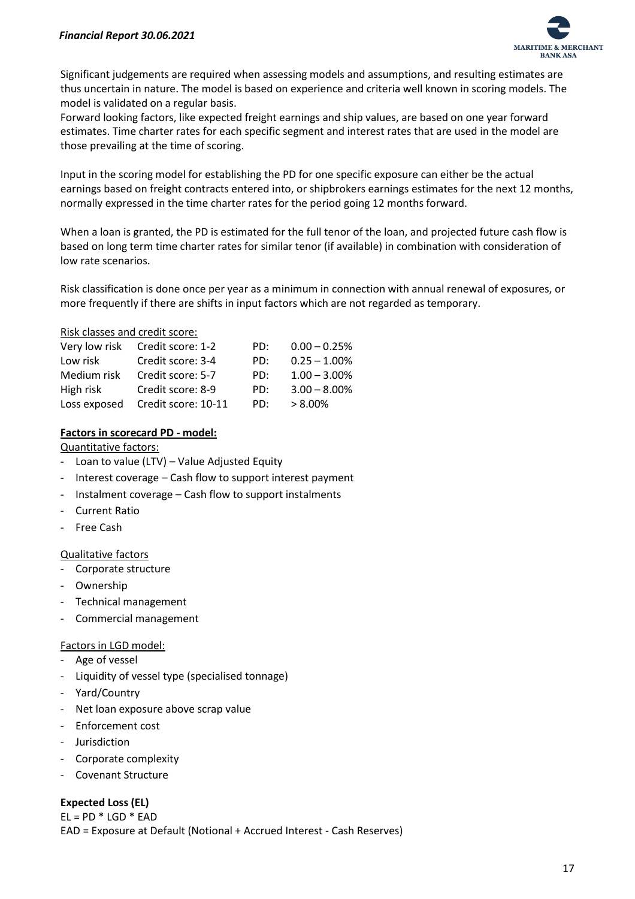Significant judgements are required when assessing models and assumptions, and resulting estimates are thus uncertain in nature. The model is based on experience and criteria well known in scoring models. The model is validated on a regular basis.
Forward looking factors, like expected freight earnings and ship values, are based on one year forward estimates. Time charter rates for each specific segment and interest rates that are used in the model are those prevailing at the time of scoring.

Input in the scoring model for establishing the PD for one specific exposure can either be the actual earnings based on freight contracts entered into, or shipbrokers earnings estimates for the next 12 months, normally expressed in the time charter rates for the period going 12 months forward.

When a loan is granted, the PD is estimated for the full tenor of the loan, and projected future cash flow is based on long term time charter rates for similar tenor (if available) in combination with consideration of low rate scenarios.

Risk classification is done once per year as a minimum in connection with annual renewal of exposures, or more frequently if there are shifts in input factors which are not regarded as temporary.

Risk classes and credit score:

| | | | |
|---|---|---|---|
| Very low risk | Credit score: 1-2 | PD: | 0.00 – 0.25% |
| Low risk | Credit score: 3-4 | PD: | 0.25 – 1.00% |
| Medium risk | Credit score: 5-7 | PD: | 1.00 – 3.00% |
| High risk | Credit score: 8-9 | PD: | 3.00 – 8.00% |
| Loss exposed | Credit score: 10-11 | PD: | > 8.00% |

**Factors in scorecard PD - model:**

Quantitative factors:

- Loan to value (LTV) – Value Adjusted Equity
- Interest coverage – Cash flow to support interest payment
- Instalment coverage – Cash flow to support instalments
- Current Ratio
- Free Cash

Qualitative factors

- Corporate structure
- Ownership
- Technical management
- Commercial management

Factors in LGD model:

- Age of vessel
- Liquidity of vessel type (specialised tonnage)
- Yard/Country
- Net loan exposure above scrap value
- Enforcement cost
- Jurisdiction
- Corporate complexity
- Covenant Structure

**Expected Loss (EL)**

EL = PD * LGD * EAD
EAD = Exposure at Default (Notional + Accrued Interest - Cash Reserves)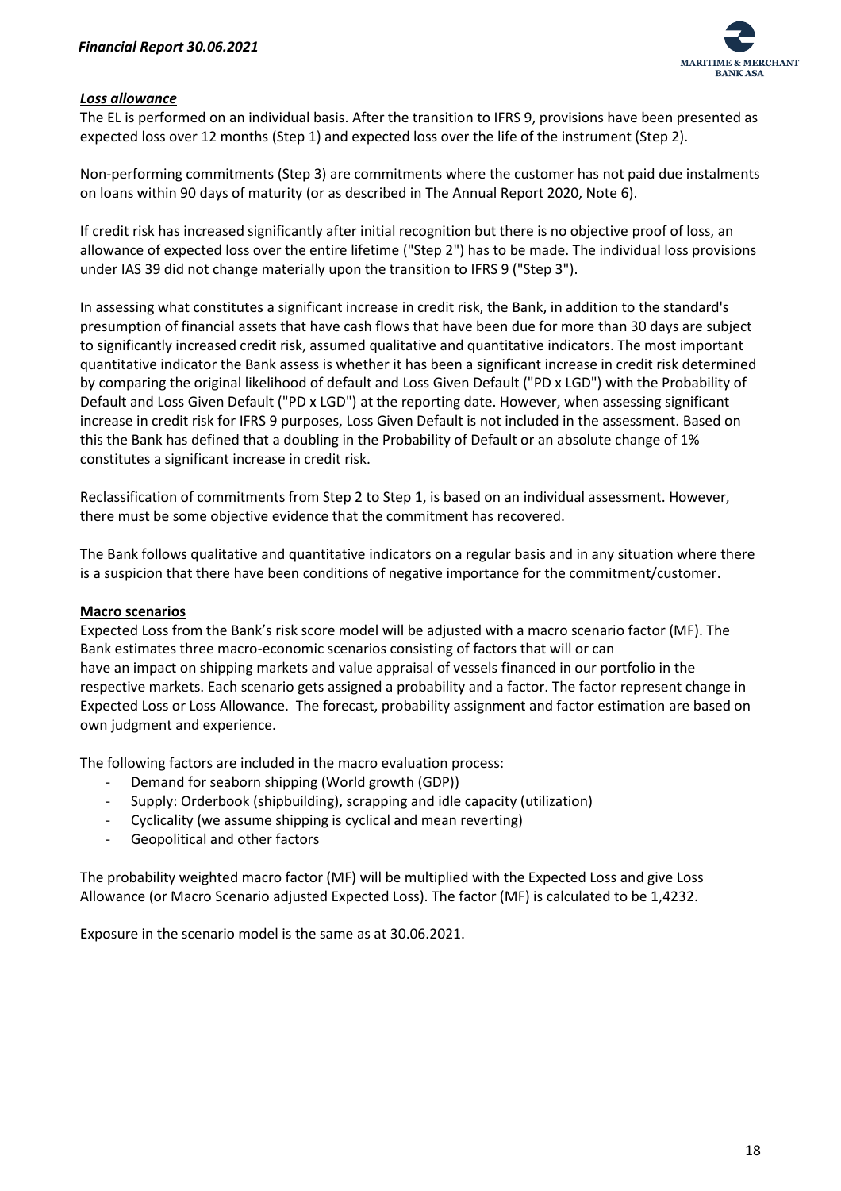***Loss allowance***

The EL is performed on an individual basis. After the transition to IFRS 9, provisions have been presented as expected loss over 12 months (Step 1) and expected loss over the life of the instrument (Step 2).

Non-performing commitments (Step 3) are commitments where the customer has not paid due instalments on loans within 90 days of maturity (or as described in The Annual Report 2020, Note 6).

If credit risk has increased significantly after initial recognition but there is no objective proof of loss, an allowance of expected loss over the entire lifetime ("Step 2") has to be made. The individual loss provisions under IAS 39 did not change materially upon the transition to IFRS 9 ("Step 3").

In assessing what constitutes a significant increase in credit risk, the Bank, in addition to the standard's presumption of financial assets that have cash flows that have been due for more than 30 days are subject to significantly increased credit risk, assumed qualitative and quantitative indicators. The most important quantitative indicator the Bank assess is whether it has been a significant increase in credit risk determined by comparing the original likelihood of default and Loss Given Default ("PD x LGD") with the Probability of Default and Loss Given Default ("PD x LGD") at the reporting date. However, when assessing significant increase in credit risk for IFRS 9 purposes, Loss Given Default is not included in the assessment. Based on this the Bank has defined that a doubling in the Probability of Default or an absolute change of 1% constitutes a significant increase in credit risk.

Reclassification of commitments from Step 2 to Step 1, is based on an individual assessment. However, there must be some objective evidence that the commitment has recovered.

The Bank follows qualitative and quantitative indicators on a regular basis and in any situation where there is a suspicion that there have been conditions of negative importance for the commitment/customer.

**Macro scenarios**

Expected Loss from the Bank's risk score model will be adjusted with a macro scenario factor (MF). The Bank estimates three macro-economic scenarios consisting of factors that will or can have an impact on shipping markets and value appraisal of vessels financed in our portfolio in the respective markets. Each scenario gets assigned a probability and a factor. The factor represent change in Expected Loss or Loss Allowance. The forecast, probability assignment and factor estimation are based on own judgment and experience.

The following factors are included in the macro evaluation process:

- Demand for seaborn shipping (World growth (GDP))
- Supply: Orderbook (shipbuilding), scrapping and idle capacity (utilization)
- Cyclicality (we assume shipping is cyclical and mean reverting)
- Geopolitical and other factors

The probability weighted macro factor (MF) will be multiplied with the Expected Loss and give Loss Allowance (or Macro Scenario adjusted Expected Loss). The factor (MF) is calculated to be 1,4232.

Exposure in the scenario model is the same as at 30.06.2021.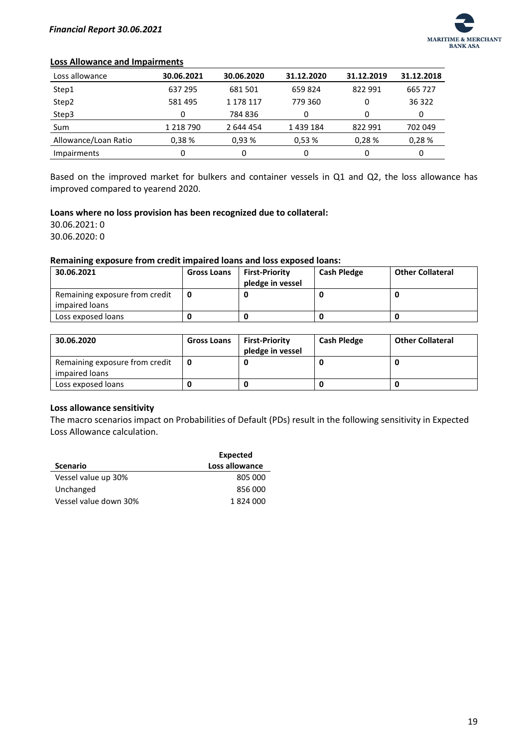## Loss Allowance and Impairments

| Loss allowance | 30.06.2021 | 30.06.2020 | 31.12.2020 | 31.12.2019 | 31.12.2018 |
|---|---|---|---|---|---|
| Step1 | 637 295 | 681 501 | 659 824 | 822 991 | 665 727 |
| Step2 | 581 495 | 1 178 117 | 779 360 | 0 | 36 322 |
| Step3 | 0 | 784 836 | 0 | 0 | 0 |
| Sum | 1 218 790 | 2 644 454 | 1 439 184 | 822 991 | 702 049 |
| Allowance/Loan Ratio | 0,38 % | 0,93 % | 0,53 % | 0,28 % | 0,28 % |
| Impairments | 0 | 0 | 0 | 0 | 0 |

Based on the improved market for bulkers and container vessels in Q1 and Q2, the loss allowance has improved compared to yearend 2020.

**Loans where no loss provision has been recognized due to collateral:**

30.06.2021: 0

30.06.2020: 0

**Remaining exposure from credit impaired loans and loss exposed loans:**

| 30.06.2021 | Gross Loans | First-Priority pledge in vessel | Cash Pledge | Other Collateral |
|---|---|---|---|---|
| Remaining exposure from credit impaired loans | **0** | **0** | **0** | **0** |
| Loss exposed loans | **0** | **0** | **0** | **0** |

| 30.06.2020 | Gross Loans | First-Priority pledge in vessel | Cash Pledge | Other Collateral |
|---|---|---|---|---|
| Remaining exposure from credit impaired loans | **0** | **0** | **0** | **0** |
| Loss exposed loans | **0** | **0** | **0** | **0** |

**Loss allowance sensitivity**

The macro scenarios impact on Probabilities of Default (PDs) result in the following sensitivity in Expected Loss Allowance calculation.

| Scenario | Expected Loss allowance |
|---|---|
| Vessel value up 30% | 805 000 |
| Unchanged | 856 000 |
| Vessel value down 30% | 1 824 000 |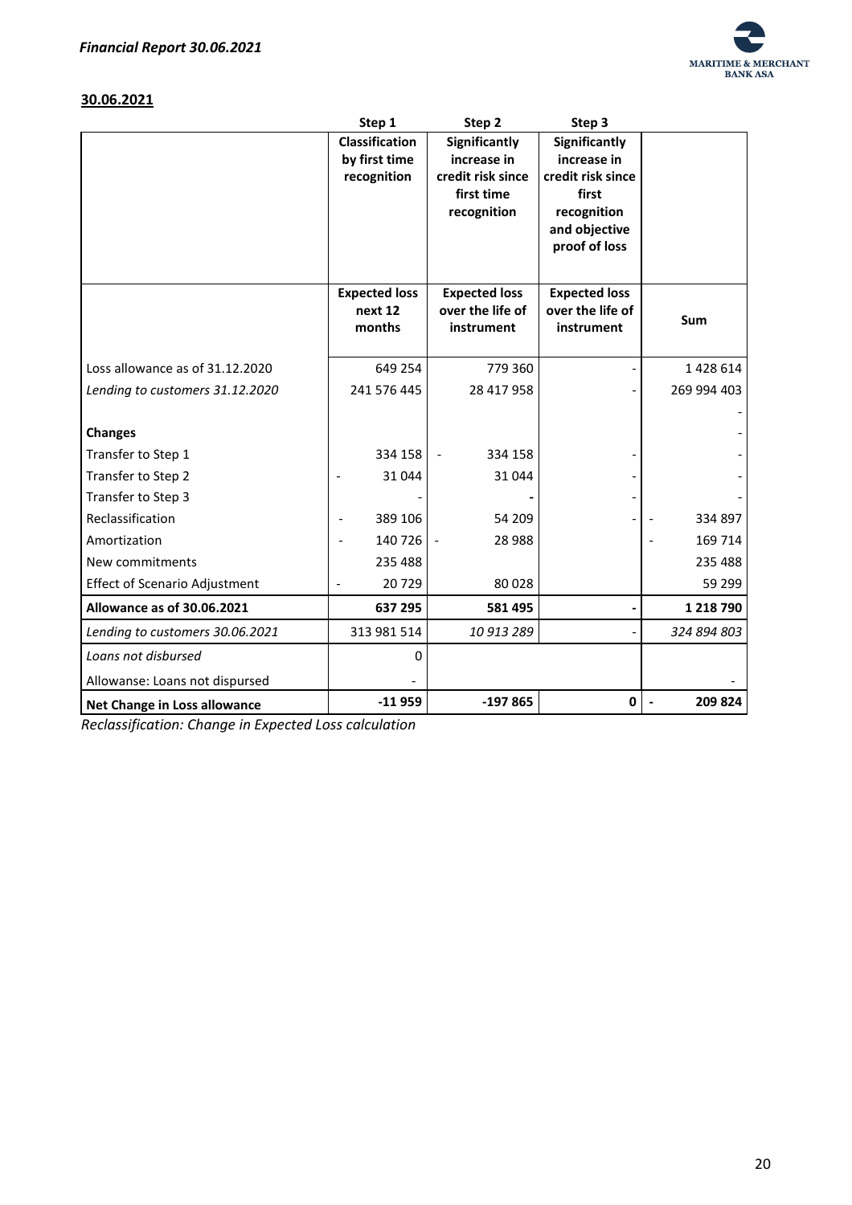**30.06.2021**

| | Step 1 | Step 2 | Step 3 | |
|---|---|---|---|---|
| | **Classification by first time recognition** | **Significantly increase in credit risk since first time recognition** | **Significantly increase in credit risk since first recognition and objective proof of loss** | |
| | **Expected loss next 12 months** | **Expected loss over the life of instrument** | **Expected loss over the life of instrument** | **Sum** |
| Loss allowance as of 31.12.2020 | 649 254 | 779 360 | - | 1 428 614 |
| *Lending to customers 31.12.2020* | 241 576 445 | 28 417 958 | - | 269 994 403 |
| | | | | - |
| **Changes** | | | | - |
| Transfer to Step 1 | 334 158 | - 334 158 | - | - |
| Transfer to Step 2 | - 31 044 | 31 044 | - | - |
| Transfer to Step 3 | - | - | - | - |
| Reclassification | - 389 106 | 54 209 | - | - 334 897 |
| Amortization | - 140 726 | - 28 988 | | - 169 714 |
| New commitments | 235 488 | | | 235 488 |
| Effect of Scenario Adjustment | - 20 729 | 80 028 | | 59 299 |
| **Allowance as of 30.06.2021** | **637 295** | **581 495** | **-** | **1 218 790** |
| *Lending to customers 30.06.2021* | 313 981 514 | *10 913 289* | - | *324 894 803* |
| *Loans not disbursed* | 0 | | | |
| Allowanse: Loans not dispursed | - | | | - |
| **Net Change in Loss allowance** | **-11 959** | **-197 865** | **0** | **- 209 824** |

*Reclassification: Change in Expected Loss calculation*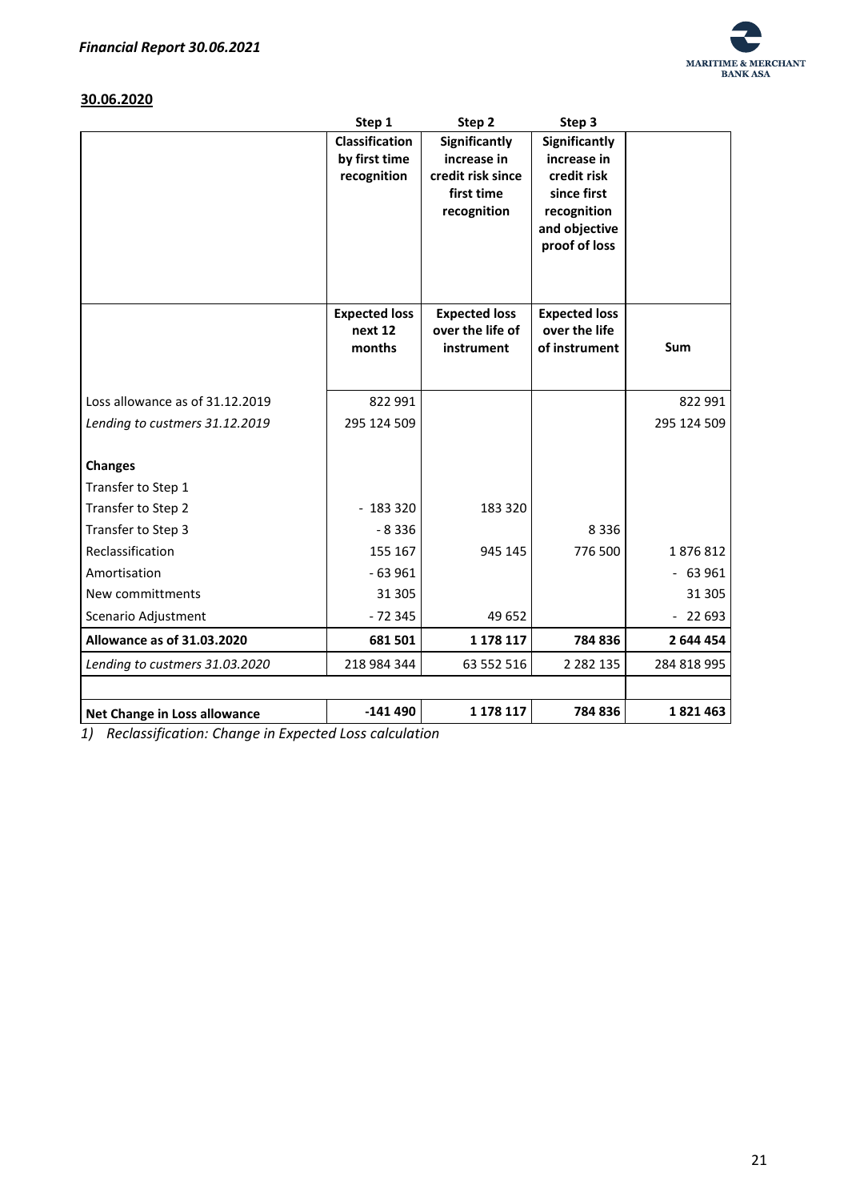**30.06.2020**

| | Step 1 | Step 2 | Step 3 | |
|---|---|---|---|---|
| | **Classification by first time recognition** | **Significantly increase in credit risk since first time recognition** | **Significantly increase in credit risk since first recognition and objective proof of loss** | |
| | **Expected loss next 12 months** | **Expected loss over the life of instrument** | **Expected loss over the life of instrument** | **Sum** |
| Loss allowance as of 31.12.2019 | 822 991 | | | 822 991 |
| *Lending to custmers 31.12.2019* | 295 124 509 | | | 295 124 509 |
| **Changes** | | | | |
| Transfer to Step 1 | | | | |
| Transfer to Step 2 | - 183 320 | 183 320 | | |
| Transfer to Step 3 | - 8 336 | | 8 336 | |
| Reclassification | 155 167 | 945 145 | 776 500 | 1 876 812 |
| Amortisation | - 63 961 | | | - 63 961 |
| New committments | 31 305 | | | 31 305 |
| Scenario Adjustment | - 72 345 | 49 652 | | - 22 693 |
| **Allowance as of 31.03.2020** | **681 501** | **1 178 117** | **784 836** | **2 644 454** |
| *Lending to custmers 31.03.2020* | 218 984 344 | 63 552 516 | 2 282 135 | 284 818 995 |
| | | | | |
| **Net Change in Loss allowance** | **-141 490** | **1 178 117** | **784 836** | **1 821 463** |

*1) Reclassification: Change in Expected Loss calculation*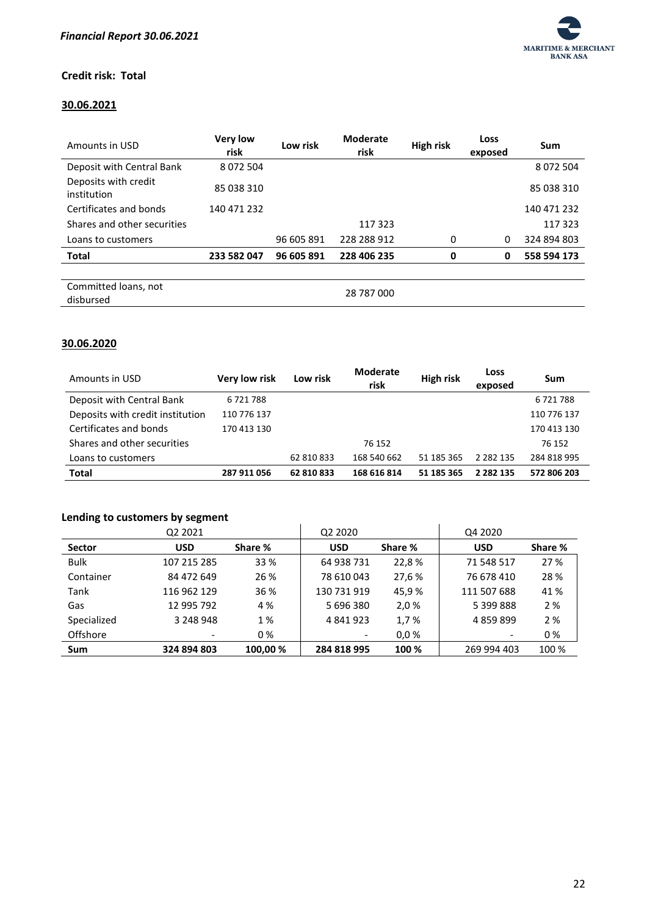## Credit risk: Total

### 30.06.2021

| Amounts in USD | Very low risk | Low risk | Moderate risk | High risk | Loss exposed | Sum |
|---|---|---|---|---|---|---|
| Deposit with Central Bank | 8 072 504 | | | | | 8 072 504 |
| Deposits with credit institution | 85 038 310 | | | | | 85 038 310 |
| Certificates and bonds | 140 471 232 | | | | | 140 471 232 |
| Shares and other securities | | | 117 323 | | | 117 323 |
| Loans to customers | | 96 605 891 | 228 288 912 | 0 | 0 | 324 894 803 |
| **Total** | **233 582 047** | **96 605 891** | **228 406 235** | **0** | **0** | **558 594 173** |
| | | | | | | |
| Committed loans, not disbursed | | | 28 787 000 | | | |

### 30.06.2020

| Amounts in USD | Very low risk | Low risk | Moderate risk | High risk | Loss exposed | Sum |
|---|---|---|---|---|---|---|
| Deposit with Central Bank | 6 721 788 | | | | | 6 721 788 |
| Deposits with credit institution | 110 776 137 | | | | | 110 776 137 |
| Certificates and bonds | 170 413 130 | | | | | 170 413 130 |
| Shares and other securities | | | 76 152 | | | 76 152 |
| Loans to customers | | 62 810 833 | 168 540 662 | 51 185 365 | 2 282 135 | 284 818 995 |
| **Total** | **287 911 056** | **62 810 833** | **168 616 814** | **51 185 365** | **2 282 135** | **572 806 203** |

### Lending to customers by segment

| | Q2 2021 | | Q2 2020 | | Q4 2020 | |
|---|---|---|---|---|---|---|
| **Sector** | **USD** | **Share %** | **USD** | **Share %** | **USD** | **Share %** |
| Bulk | 107 215 285 | 33 % | 64 938 731 | 22,8 % | 71 548 517 | 27 % |
| Container | 84 472 649 | 26 % | 78 610 043 | 27,6 % | 76 678 410 | 28 % |
| Tank | 116 962 129 | 36 % | 130 731 919 | 45,9 % | 111 507 688 | 41 % |
| Gas | 12 995 792 | 4 % | 5 696 380 | 2,0 % | 5 399 888 | 2 % |
| Specialized | 3 248 948 | 1 % | 4 841 923 | 1,7 % | 4 859 899 | 2 % |
| Offshore | - | 0 % | - | 0,0 % | - | 0 % |
| **Sum** | **324 894 803** | **100,00 %** | **284 818 995** | **100 %** | 269 994 403 | 100 % |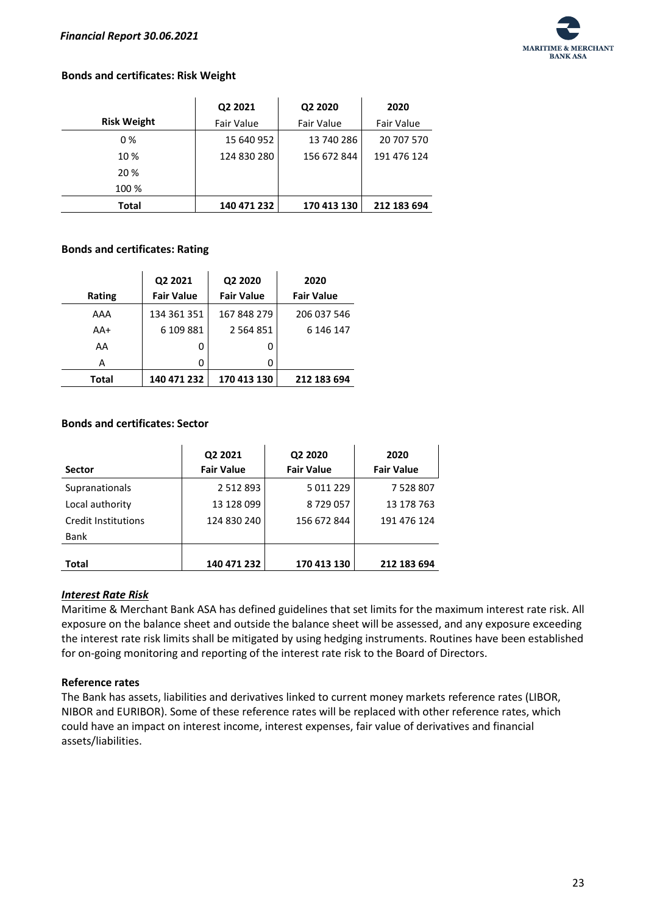**Bonds and certificates: Risk Weight**

| Risk Weight | Q2 2021<br>Fair Value | Q2 2020<br>Fair Value | 2020<br>Fair Value |
|---|---|---|---|
| 0 % | 15 640 952 | 13 740 286 | 20 707 570 |
| 10 % | 124 830 280 | 156 672 844 | 191 476 124 |
| 20 % | | | |
| 100 % | | | |
| **Total** | **140 471 232** | **170 413 130** | **212 183 694** |

**Bonds and certificates: Rating**

| Rating | Q2 2021<br>Fair Value | Q2 2020<br>Fair Value | 2020<br>Fair Value |
|---|---|---|---|
| AAA | 134 361 351 | 167 848 279 | 206 037 546 |
| AA+ | 6 109 881 | 2 564 851 | 6 146 147 |
| AA | 0 | 0 | |
| A | 0 | 0 | |
| **Total** | **140 471 232** | **170 413 130** | **212 183 694** |

**Bonds and certificates: Sector**

| Sector | Q2 2021<br>Fair Value | Q2 2020<br>Fair Value | 2020<br>Fair Value |
|---|---|---|---|
| Supranationals | 2 512 893 | 5 011 229 | 7 528 807 |
| Local authority | 13 128 099 | 8 729 057 | 13 178 763 |
| Credit Institutions | 124 830 240 | 156 672 844 | 191 476 124 |
| Bank | | | |
| **Total** | **140 471 232** | **170 413 130** | **212 183 694** |

***Interest Rate Risk***

Maritime & Merchant Bank ASA has defined guidelines that set limits for the maximum interest rate risk. All exposure on the balance sheet and outside the balance sheet will be assessed, and any exposure exceeding the interest rate risk limits shall be mitigated by using hedging instruments. Routines have been established for on-going monitoring and reporting of the interest rate risk to the Board of Directors.

**Reference rates**

The Bank has assets, liabilities and derivatives linked to current money markets reference rates (LIBOR, NIBOR and EURIBOR). Some of these reference rates will be replaced with other reference rates, which could have an impact on interest income, interest expenses, fair value of derivatives and financial assets/liabilities.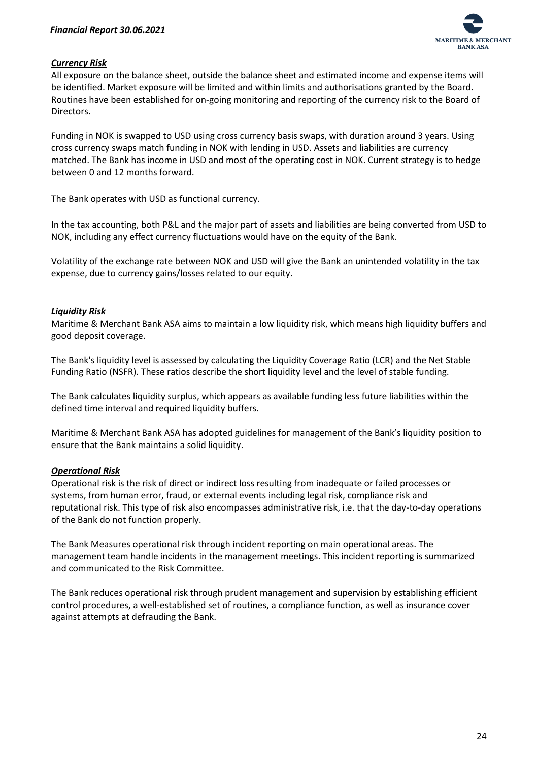### ***Currency Risk***

All exposure on the balance sheet, outside the balance sheet and estimated income and expense items will be identified. Market exposure will be limited and within limits and authorisations granted by the Board. Routines have been established for on-going monitoring and reporting of the currency risk to the Board of Directors.

Funding in NOK is swapped to USD using cross currency basis swaps, with duration around 3 years. Using cross currency swaps match funding in NOK with lending in USD. Assets and liabilities are currency matched. The Bank has income in USD and most of the operating cost in NOK. Current strategy is to hedge between 0 and 12 months forward.

The Bank operates with USD as functional currency.

In the tax accounting, both P&L and the major part of assets and liabilities are being converted from USD to NOK, including any effect currency fluctuations would have on the equity of the Bank.

Volatility of the exchange rate between NOK and USD will give the Bank an unintended volatility in the tax expense, due to currency gains/losses related to our equity.

### ***Liquidity Risk***

Maritime & Merchant Bank ASA aims to maintain a low liquidity risk, which means high liquidity buffers and good deposit coverage.

The Bank's liquidity level is assessed by calculating the Liquidity Coverage Ratio (LCR) and the Net Stable Funding Ratio (NSFR). These ratios describe the short liquidity level and the level of stable funding.

The Bank calculates liquidity surplus, which appears as available funding less future liabilities within the defined time interval and required liquidity buffers.

Maritime & Merchant Bank ASA has adopted guidelines for management of the Bank's liquidity position to ensure that the Bank maintains a solid liquidity.

### ***Operational Risk***

Operational risk is the risk of direct or indirect loss resulting from inadequate or failed processes or systems, from human error, fraud, or external events including legal risk, compliance risk and reputational risk. This type of risk also encompasses administrative risk, i.e. that the day-to-day operations of the Bank do not function properly.

The Bank Measures operational risk through incident reporting on main operational areas. The management team handle incidents in the management meetings. This incident reporting is summarized and communicated to the Risk Committee.

The Bank reduces operational risk through prudent management and supervision by establishing efficient control procedures, a well-established set of routines, a compliance function, as well as insurance cover against attempts at defrauding the Bank.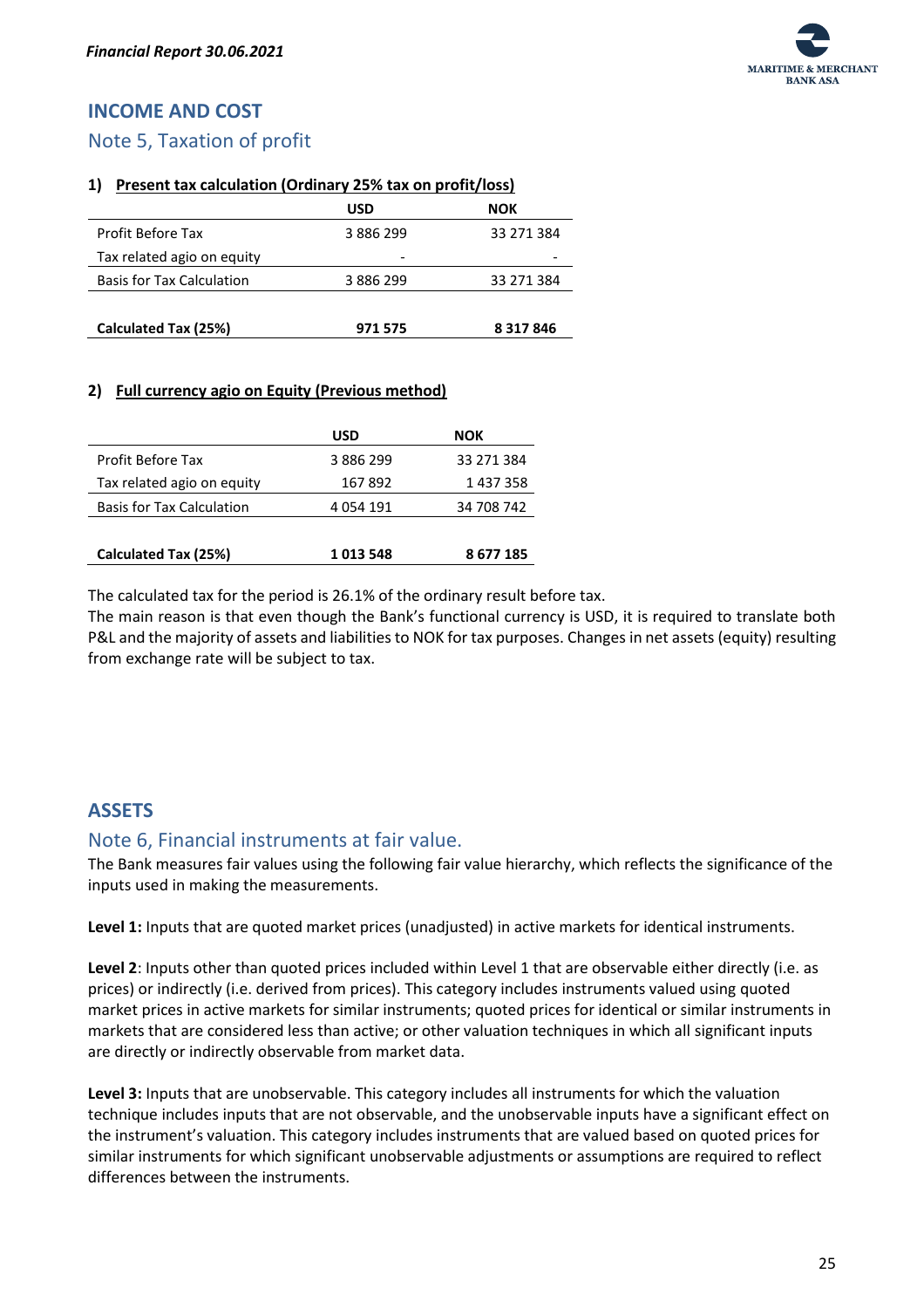# INCOME AND COST

## Note 5, Taxation of profit

### 1) Present tax calculation (Ordinary 25% tax on profit/loss)

| | USD | NOK |
|---|---|---|
| Profit Before Tax | 3 886 299 | 33 271 384 |
| Tax related agio on equity | - | - |
| Basis for Tax Calculation | 3 886 299 | 33 271 384 |
| **Calculated Tax (25%)** | **971 575** | **8 317 846** |

### 2) Full currency agio on Equity (Previous method)

| | USD | NOK |
|---|---|---|
| Profit Before Tax | 3 886 299 | 33 271 384 |
| Tax related agio on equity | 167 892 | 1 437 358 |
| Basis for Tax Calculation | 4 054 191 | 34 708 742 |
| **Calculated Tax (25%)** | **1 013 548** | **8 677 185** |

The calculated tax for the period is 26.1% of the ordinary result before tax.
The main reason is that even though the Bank's functional currency is USD, it is required to translate both P&L and the majority of assets and liabilities to NOK for tax purposes. Changes in net assets (equity) resulting from exchange rate will be subject to tax.

# ASSETS

## Note 6, Financial instruments at fair value.

The Bank measures fair values using the following fair value hierarchy, which reflects the significance of the inputs used in making the measurements.

**Level 1:** Inputs that are quoted market prices (unadjusted) in active markets for identical instruments.

**Level 2**: Inputs other than quoted prices included within Level 1 that are observable either directly (i.e. as prices) or indirectly (i.e. derived from prices). This category includes instruments valued using quoted market prices in active markets for similar instruments; quoted prices for identical or similar instruments in markets that are considered less than active; or other valuation techniques in which all significant inputs are directly or indirectly observable from market data.

**Level 3:** Inputs that are unobservable. This category includes all instruments for which the valuation technique includes inputs that are not observable, and the unobservable inputs have a significant effect on the instrument's valuation. This category includes instruments that are valued based on quoted prices for similar instruments for which significant unobservable adjustments or assumptions are required to reflect differences between the instruments.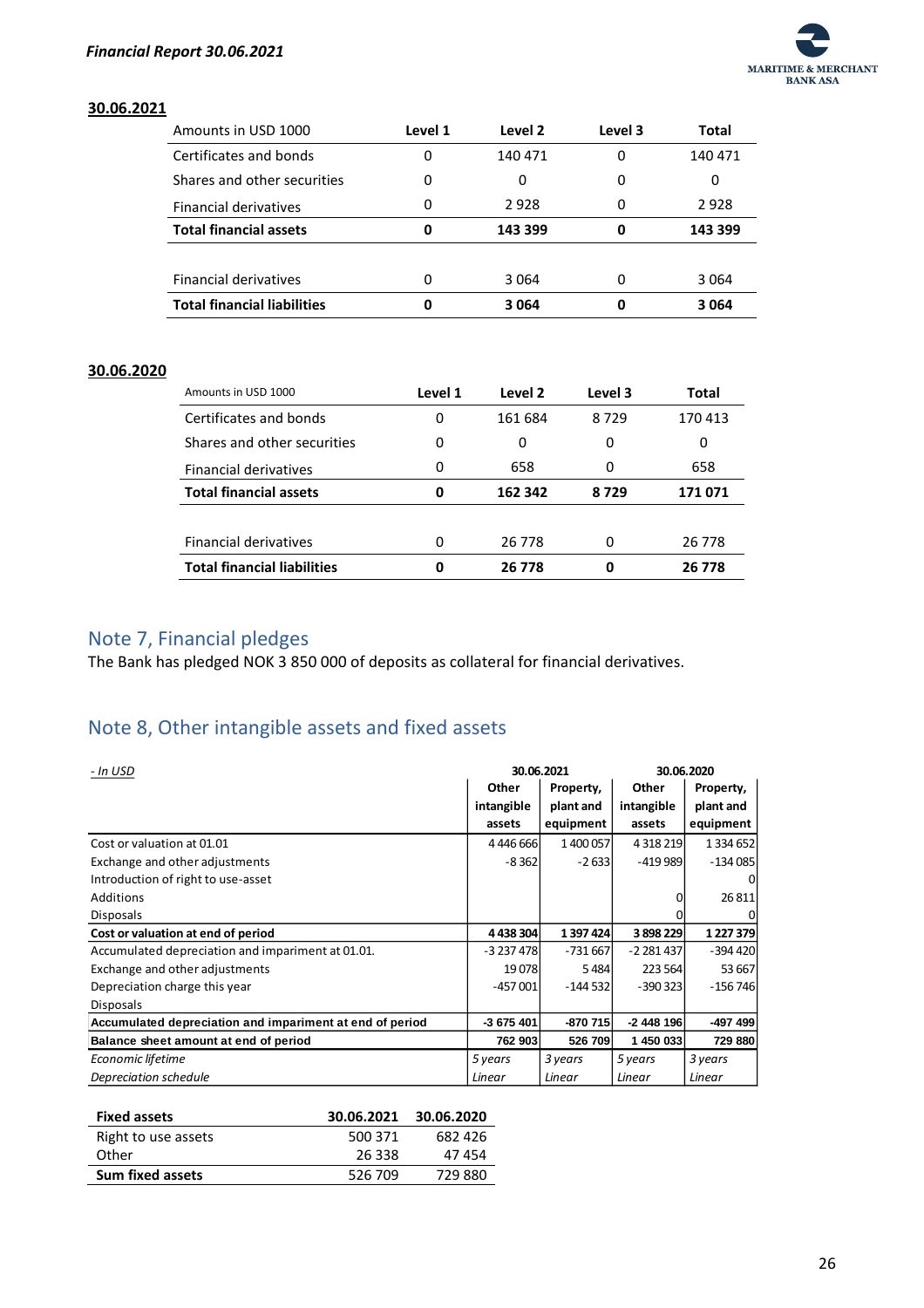**30.06.2021**

| Amounts in USD 1000 | Level 1 | Level 2 | Level 3 | Total |
|---|---|---|---|---|
| Certificates and bonds | 0 | 140 471 | 0 | 140 471 |
| Shares and other securities | 0 | 0 | 0 | 0 |
| Financial derivatives | 0 | 2 928 | 0 | 2 928 |
| **Total financial assets** | **0** | **143 399** | **0** | **143 399** |
| | | | | |
| Financial derivatives | 0 | 3 064 | 0 | 3 064 |
| **Total financial liabilities** | **0** | **3 064** | **0** | **3 064** |

**30.06.2020**

| Amounts in USD 1000 | Level 1 | Level 2 | Level 3 | Total |
|---|---|---|---|---|
| Certificates and bonds | 0 | 161 684 | 8 729 | 170 413 |
| Shares and other securities | 0 | 0 | 0 | 0 |
| Financial derivatives | 0 | 658 | 0 | 658 |
| **Total financial assets** | **0** | **162 342** | **8 729** | **171 071** |
| | | | | |
| Financial derivatives | 0 | 26 778 | 0 | 26 778 |
| **Total financial liabilities** | **0** | **26 778** | **0** | **26 778** |

## Note 7, Financial pledges

The Bank has pledged NOK 3 850 000 of deposits as collateral for financial derivatives.

## Note 8, Other intangible assets and fixed assets

| *- In USD* | 30.06.2021 | | 30.06.2020 | |
|---|---|---|---|---|
| | Other intangible assets | Property, plant and equipment | Other intangible assets | Property, plant and equipment |
| Cost or valuation at 01.01 | 4 446 666 | 1 400 057 | 4 318 219 | 1 334 652 |
| Exchange and other adjustments | -8 362 | -2 633 | -419 989 | -134 085 |
| Introduction of right to use-asset | | | | 0 |
| Additions | | | 0 | 26 811 |
| Disposals | | | 0 | 0 |
| **Cost or valuation at end of period** | **4 438 304** | **1 397 424** | **3 898 229** | **1 227 379** |
| Accumulated depreciation and impariment at 01.01. | -3 237 478 | -731 667 | -2 281 437 | -394 420 |
| Exchange and other adjustments | 19 078 | 5 484 | 223 564 | 53 667 |
| Depreciation charge this year | -457 001 | -144 532 | -390 323 | -156 746 |
| Disposals | | | | |
| **Accumulated depreciation and impariment at end of period** | **-3 675 401** | **-870 715** | **-2 448 196** | **-497 499** |
| **Balance sheet amount at end of period** | **762 903** | **526 709** | **1 450 033** | **729 880** |
| *Economic lifetime* | *5 years* | *3 years* | *5 years* | *3 years* |
| *Depreciation schedule* | *Linear* | *Linear* | *Linear* | *Linear* |

| **Fixed assets** | **30.06.2021** | **30.06.2020** |
|---|---|---|
| Right to use assets | 500 371 | 682 426 |
| Other | 26 338 | 47 454 |
| **Sum fixed assets** | 526 709 | 729 880 |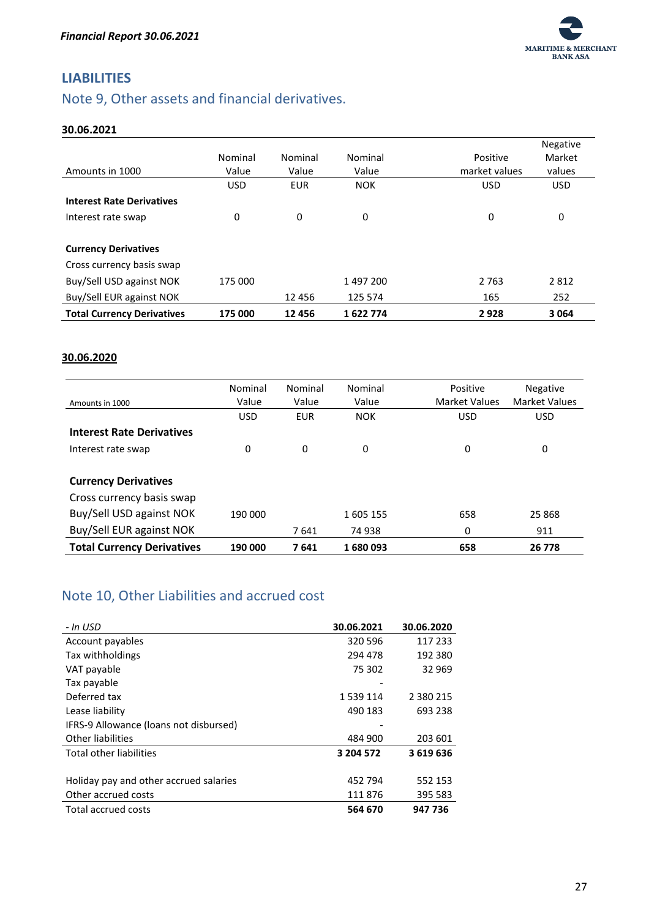## LIABILITIES

### Note 9, Other assets and financial derivatives.

**30.06.2021**

| Amounts in 1000 | Nominal Value | Nominal Value | Nominal Value | Positive market values | Negative Market values |
|---|---|---|---|---|---|
| | USD | EUR | NOK | USD | USD |
| **Interest Rate Derivatives** | | | | | |
| Interest rate swap | 0 | 0 | 0 | 0 | 0 |
| | | | | | |
| **Currency Derivatives** | | | | | |
| Cross currency basis swap | | | | | |
| Buy/Sell USD against NOK | 175 000 | | 1 497 200 | 2 763 | 2 812 |
| Buy/Sell EUR against NOK | | 12 456 | 125 574 | 165 | 252 |
| **Total Currency Derivatives** | **175 000** | **12 456** | **1 622 774** | **2 928** | **3 064** |

**30.06.2020**

| Amounts in 1000 | Nominal Value | Nominal Value | Nominal Value | Positive Market Values | Negative Market Values |
|---|---|---|---|---|---|
| | USD | EUR | NOK | USD | USD |
| **Interest Rate Derivatives** | | | | | |
| Interest rate swap | 0 | 0 | 0 | 0 | 0 |
| | | | | | |
| **Currency Derivatives** | | | | | |
| Cross currency basis swap | | | | | |
| Buy/Sell USD against NOK | 190 000 | | 1 605 155 | 658 | 25 868 |
| Buy/Sell EUR against NOK | | 7 641 | 74 938 | 0 | 911 |
| **Total Currency Derivatives** | **190 000** | **7 641** | **1 680 093** | **658** | **26 778** |

### Note 10, Other Liabilities and accrued cost

| *- In USD* | **30.06.2021** | **30.06.2020** |
|---|---|---|
| Account payables | 320 596 | 117 233 |
| Tax withholdings | 294 478 | 192 380 |
| VAT payable | 75 302 | 32 969 |
| Tax payable | - | |
| Deferred tax | 1 539 114 | 2 380 215 |
| Lease liability | 490 183 | 693 238 |
| IFRS-9 Allowance (loans not disbursed) | - | |
| Other liabilities | 484 900 | 203 601 |
| Total other liabilities | **3 204 572** | **3 619 636** |
| | | |
| Holiday pay and other accrued salaries | 452 794 | 552 153 |
| Other accrued costs | 111 876 | 395 583 |
| Total accrued costs | **564 670** | **947 736** |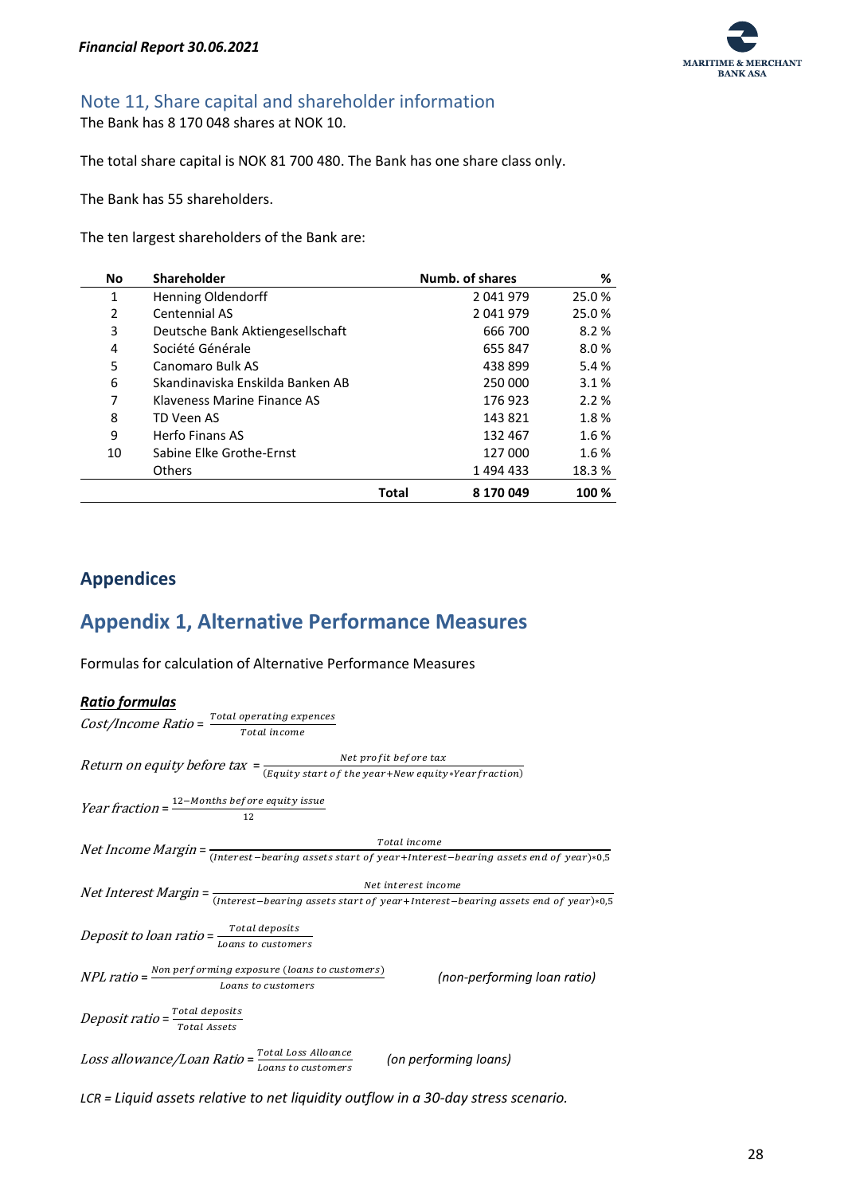## Note 11, Share capital and shareholder information

The Bank has 8 170 048 shares at NOK 10.

The total share capital is NOK 81 700 480. The Bank has one share class only.

The Bank has 55 shareholders.

The ten largest shareholders of the Bank are:

| No | Shareholder | | Numb. of shares | % |
|---|---|---|---|---|
| 1 | Henning Oldendorff | | 2 041 979 | 25.0 % |
| 2 | Centennial AS | | 2 041 979 | 25.0 % |
| 3 | Deutsche Bank Aktiengesellschaft | | 666 700 | 8.2 % |
| 4 | Société Générale | | 655 847 | 8.0 % |
| 5 | Canomaro Bulk AS | | 438 899 | 5.4 % |
| 6 | Skandinaviska Enskilda Banken AB | | 250 000 | 3.1 % |
| 7 | Klaveness Marine Finance AS | | 176 923 | 2.2 % |
| 8 | TD Veen AS | | 143 821 | 1.8 % |
| 9 | Herfo Finans AS | | 132 467 | 1.6 % |
| 10 | Sabine Elke Grothe-Ernst | | 127 000 | 1.6 % |
| | Others | | 1 494 433 | 18.3 % |
| | | **Total** | **8 170 049** | **100 %** |

## Appendices

## Appendix 1, Alternative Performance Measures

Formulas for calculation of Alternative Performance Measures

***Ratio formulas***

$$Cost/Income\ Ratio = \frac{Total\ operating\ expences}{Total\ income}$$

$$Return\ on\ equity\ before\ tax = \frac{Net\ profit\ before\ tax}{(Equity\ start\ of\ the\ year + New\ equity * Year fraction)}$$

$$Year\ fraction = \frac{12 - Months\ before\ equity\ issue}{12}$$

$$Net\ Income\ Margin = \frac{Total\ income}{(Interest-bearing\ assets\ start\ of\ year + Interest-bearing\ assets\ end\ of\ year) * 0{,}5}$$

$$Net\ Interest\ Margin = \frac{Net\ interest\ income}{(Interest-bearing\ assets\ start\ of\ year + Interest-bearing\ assets\ end\ of\ year) * 0{,}5}$$

$$Deposit\ to\ loan\ ratio = \frac{Total\ deposits}{Loans\ to\ customers}$$

$$NPL\ ratio = \frac{Non\ performing\ exposure\ (loans\ to\ customers)}{Loans\ to\ customers}$$ *(non-performing loan ratio)*

$$Deposit\ ratio = \frac{Total\ deposits}{Total\ Assets}$$

$$Loss\ allowance/Loan\ Ratio = \frac{Total\ Loss\ Alloance}{Loans\ to\ customers}$$ *(on performing loans)*

*LCR = Liquid assets relative to net liquidity outflow in a 30-day stress scenario.*